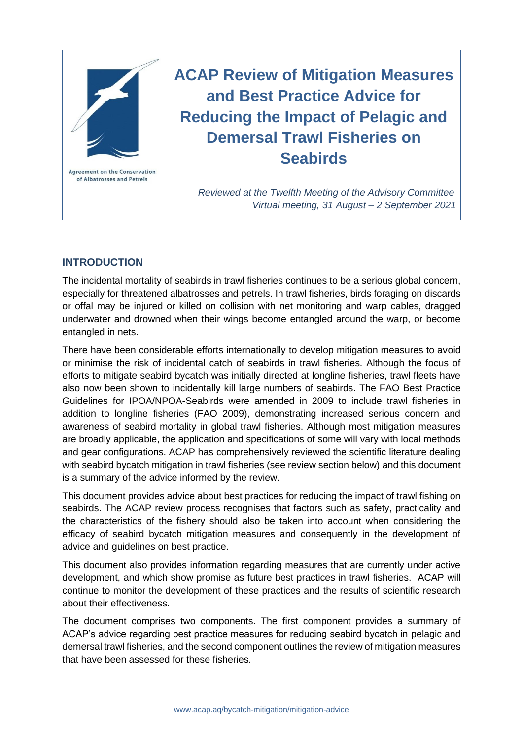Agreement on the Conservation of Albatrosses and Petrels

# ACAP Review of Mitigation Measures and Best Practice Advice for Reducing the Impact of Pelagic and Demersal Trawl Fisheries on Seabirds

*Reviewed at the Twelfth Meeting of the Advisory Committee*
*Virtual meeting, 31 August – 2 September 2021*

## INTRODUCTION

The incidental mortality of seabirds in trawl fisheries continues to be a serious global concern, especially for threatened albatrosses and petrels. In trawl fisheries, birds foraging on discards or offal may be injured or killed on collision with net monitoring and warp cables, dragged underwater and drowned when their wings become entangled around the warp, or become entangled in nets.

There have been considerable efforts internationally to develop mitigation measures to avoid or minimise the risk of incidental catch of seabirds in trawl fisheries. Although the focus of efforts to mitigate seabird bycatch was initially directed at longline fisheries, trawl fleets have also now been shown to incidentally kill large numbers of seabirds. The FAO Best Practice Guidelines for IPOA/NPOA-Seabirds were amended in 2009 to include trawl fisheries in addition to longline fisheries (FAO 2009), demonstrating increased serious concern and awareness of seabird mortality in global trawl fisheries. Although most mitigation measures are broadly applicable, the application and specifications of some will vary with local methods and gear configurations. ACAP has comprehensively reviewed the scientific literature dealing with seabird bycatch mitigation in trawl fisheries (see review section below) and this document is a summary of the advice informed by the review.

This document provides advice about best practices for reducing the impact of trawl fishing on seabirds. The ACAP review process recognises that factors such as safety, practicality and the characteristics of the fishery should also be taken into account when considering the efficacy of seabird bycatch mitigation measures and consequently in the development of advice and guidelines on best practice.

This document also provides information regarding measures that are currently under active development, and which show promise as future best practices in trawl fisheries. ACAP will continue to monitor the development of these practices and the results of scientific research about their effectiveness.

The document comprises two components. The first component provides a summary of ACAP's advice regarding best practice measures for reducing seabird bycatch in pelagic and demersal trawl fisheries, and the second component outlines the review of mitigation measures that have been assessed for these fisheries.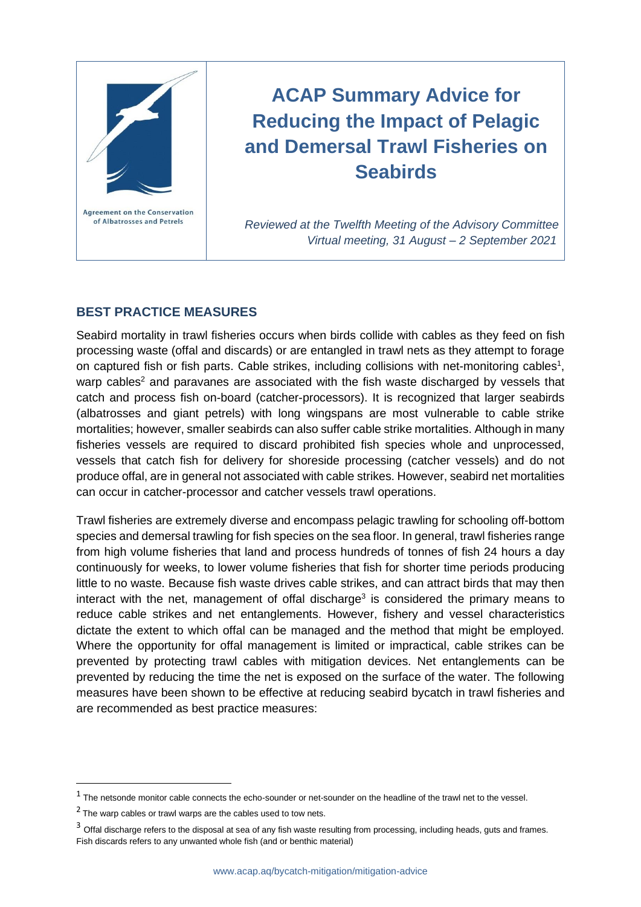# ACAP Summary Advice for Reducing the Impact of Pelagic and Demersal Trawl Fisheries on Seabirds

Agreement on the Conservation of Albatrosses and Petrels

*Reviewed at the Twelfth Meeting of the Advisory Committee Virtual meeting, 31 August – 2 September 2021*

## BEST PRACTICE MEASURES

Seabird mortality in trawl fisheries occurs when birds collide with cables as they feed on fish processing waste (offal and discards) or are entangled in trawl nets as they attempt to forage on captured fish or fish parts. Cable strikes, including collisions with net-monitoring cables[1], warp cables[2] and paravanes are associated with the fish waste discharged by vessels that catch and process fish on-board (catcher-processors). It is recognized that larger seabirds (albatrosses and giant petrels) with long wingspans are most vulnerable to cable strike mortalities; however, smaller seabirds can also suffer cable strike mortalities. Although in many fisheries vessels are required to discard prohibited fish species whole and unprocessed, vessels that catch fish for delivery for shoreside processing (catcher vessels) and do not produce offal, are in general not associated with cable strikes. However, seabird net mortalities can occur in catcher-processor and catcher vessels trawl operations.

Trawl fisheries are extremely diverse and encompass pelagic trawling for schooling off-bottom species and demersal trawling for fish species on the sea floor. In general, trawl fisheries range from high volume fisheries that land and process hundreds of tonnes of fish 24 hours a day continuously for weeks, to lower volume fisheries that fish for shorter time periods producing little to no waste. Because fish waste drives cable strikes, and can attract birds that may then interact with the net, management of offal discharge[3] is considered the primary means to reduce cable strikes and net entanglements. However, fishery and vessel characteristics dictate the extent to which offal can be managed and the method that might be employed. Where the opportunity for offal management is limited or impractical, cable strikes can be prevented by protecting trawl cables with mitigation devices. Net entanglements can be prevented by reducing the time the net is exposed on the surface of the water. The following measures have been shown to be effective at reducing seabird bycatch in trawl fisheries and are recommended as best practice measures:

---

[1] The netsonde monitor cable connects the echo-sounder or net-sounder on the headline of the trawl net to the vessel.

[2] The warp cables or trawl warps are the cables used to tow nets.

[3] Offal discharge refers to the disposal at sea of any fish waste resulting from processing, including heads, guts and frames. Fish discards refers to any unwanted whole fish (and or benthic material)

www.acap.aq/bycatch-mitigation/mitigation-advice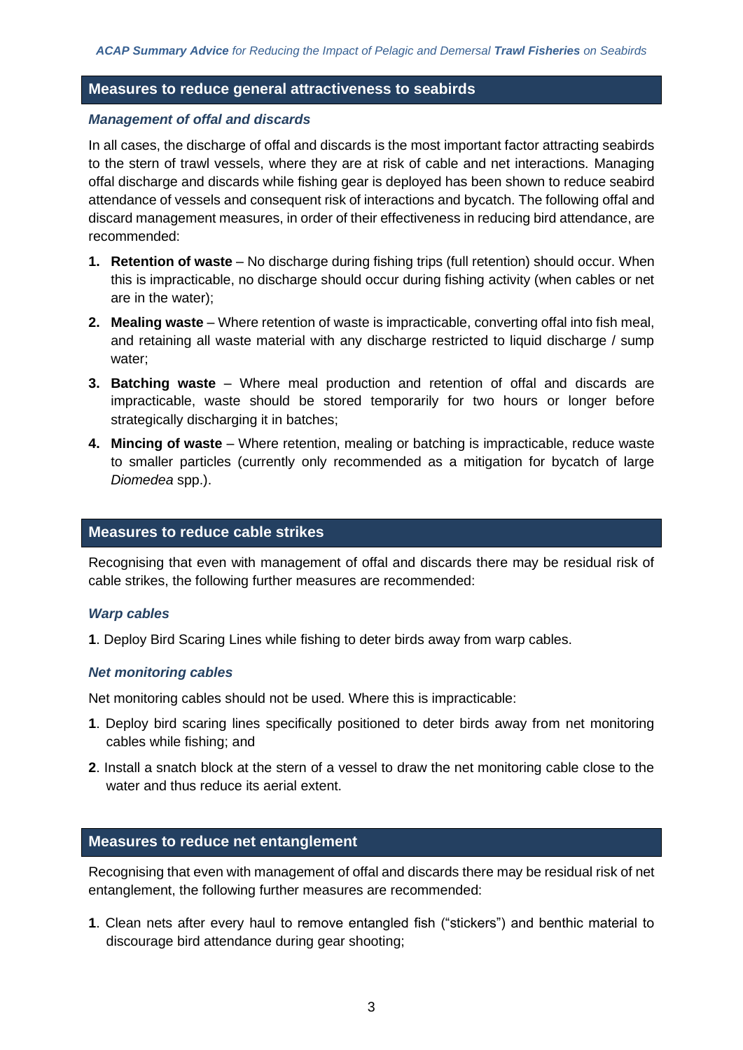## Measures to reduce general attractiveness to seabirds

### *Management of offal and discards*

In all cases, the discharge of offal and discards is the most important factor attracting seabirds to the stern of trawl vessels, where they are at risk of cable and net interactions. Managing offal discharge and discards while fishing gear is deployed has been shown to reduce seabird attendance of vessels and consequent risk of interactions and bycatch. The following offal and discard management measures, in order of their effectiveness in reducing bird attendance, are recommended:

1. **Retention of waste** – No discharge during fishing trips (full retention) should occur. When this is impracticable, no discharge should occur during fishing activity (when cables or net are in the water);
2. **Mealing waste** – Where retention of waste is impracticable, converting offal into fish meal, and retaining all waste material with any discharge restricted to liquid discharge / sump water;
3. **Batching waste** – Where meal production and retention of offal and discards are impracticable, waste should be stored temporarily for two hours or longer before strategically discharging it in batches;
4. **Mincing of waste** – Where retention, mealing or batching is impracticable, reduce waste to smaller particles (currently only recommended as a mitigation for bycatch of large *Diomedea* spp.).

## Measures to reduce cable strikes

Recognising that even with management of offal and discards there may be residual risk of cable strikes, the following further measures are recommended:

### *Warp cables*

**1**. Deploy Bird Scaring Lines while fishing to deter birds away from warp cables.

### *Net monitoring cables*

Net monitoring cables should not be used. Where this is impracticable:

**1**. Deploy bird scaring lines specifically positioned to deter birds away from net monitoring cables while fishing; and

**2**. Install a snatch block at the stern of a vessel to draw the net monitoring cable close to the water and thus reduce its aerial extent.

## Measures to reduce net entanglement

Recognising that even with management of offal and discards there may be residual risk of net entanglement, the following further measures are recommended:

**1**. Clean nets after every haul to remove entangled fish ("stickers") and benthic material to discourage bird attendance during gear shooting;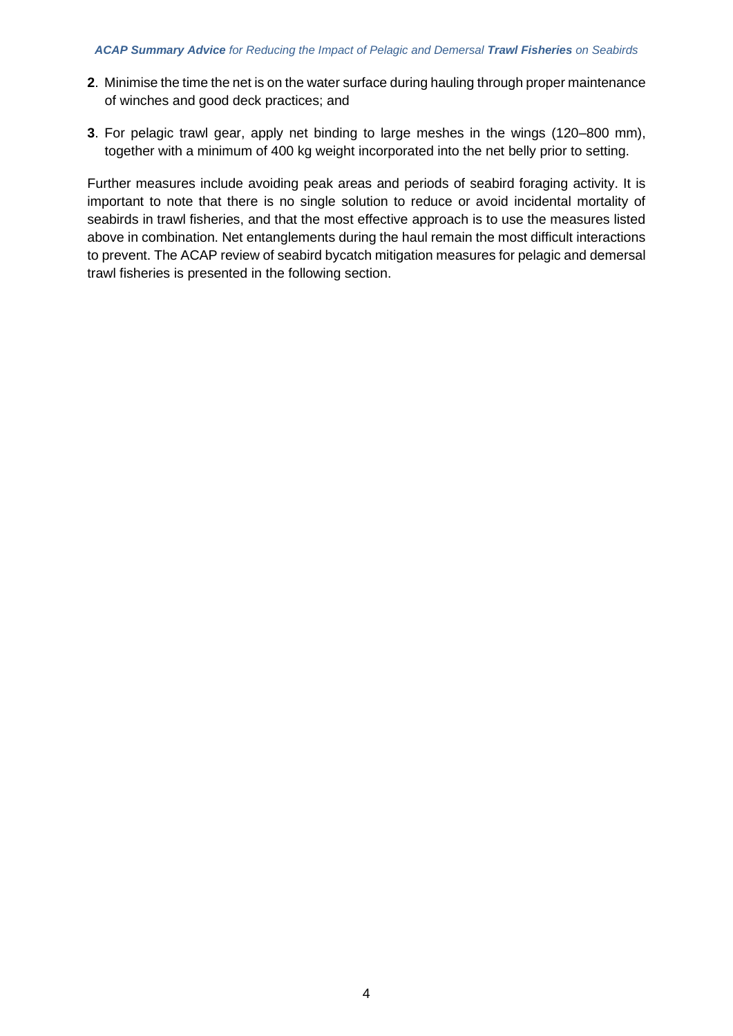**2**. Minimise the time the net is on the water surface during hauling through proper maintenance of winches and good deck practices; and

**3**. For pelagic trawl gear, apply net binding to large meshes in the wings (120–800 mm), together with a minimum of 400 kg weight incorporated into the net belly prior to setting.

Further measures include avoiding peak areas and periods of seabird foraging activity. It is important to note that there is no single solution to reduce or avoid incidental mortality of seabirds in trawl fisheries, and that the most effective approach is to use the measures listed above in combination. Net entanglements during the haul remain the most difficult interactions to prevent. The ACAP review of seabird bycatch mitigation measures for pelagic and demersal trawl fisheries is presented in the following section.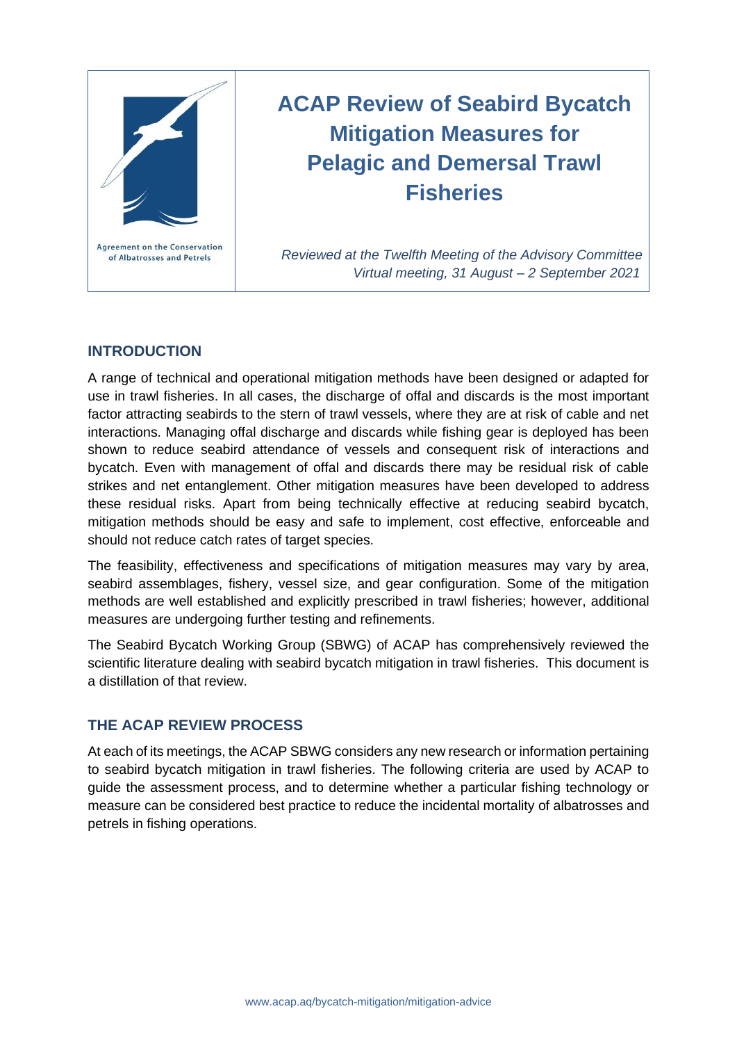Agreement on the Conservation of Albatrosses and Petrels

# ACAP Review of Seabird Bycatch Mitigation Measures for Pelagic and Demersal Trawl Fisheries

*Reviewed at the Twelfth Meeting of the Advisory Committee*
*Virtual meeting, 31 August – 2 September 2021*

## INTRODUCTION

A range of technical and operational mitigation methods have been designed or adapted for use in trawl fisheries. In all cases, the discharge of offal and discards is the most important factor attracting seabirds to the stern of trawl vessels, where they are at risk of cable and net interactions. Managing offal discharge and discards while fishing gear is deployed has been shown to reduce seabird attendance of vessels and consequent risk of interactions and bycatch. Even with management of offal and discards there may be residual risk of cable strikes and net entanglement. Other mitigation measures have been developed to address these residual risks. Apart from being technically effective at reducing seabird bycatch, mitigation methods should be easy and safe to implement, cost effective, enforceable and should not reduce catch rates of target species.

The feasibility, effectiveness and specifications of mitigation measures may vary by area, seabird assemblages, fishery, vessel size, and gear configuration. Some of the mitigation methods are well established and explicitly prescribed in trawl fisheries; however, additional measures are undergoing further testing and refinements.

The Seabird Bycatch Working Group (SBWG) of ACAP has comprehensively reviewed the scientific literature dealing with seabird bycatch mitigation in trawl fisheries. This document is a distillation of that review.

## THE ACAP REVIEW PROCESS

At each of its meetings, the ACAP SBWG considers any new research or information pertaining to seabird bycatch mitigation in trawl fisheries. The following criteria are used by ACAP to guide the assessment process, and to determine whether a particular fishing technology or measure can be considered best practice to reduce the incidental mortality of albatrosses and petrels in fishing operations.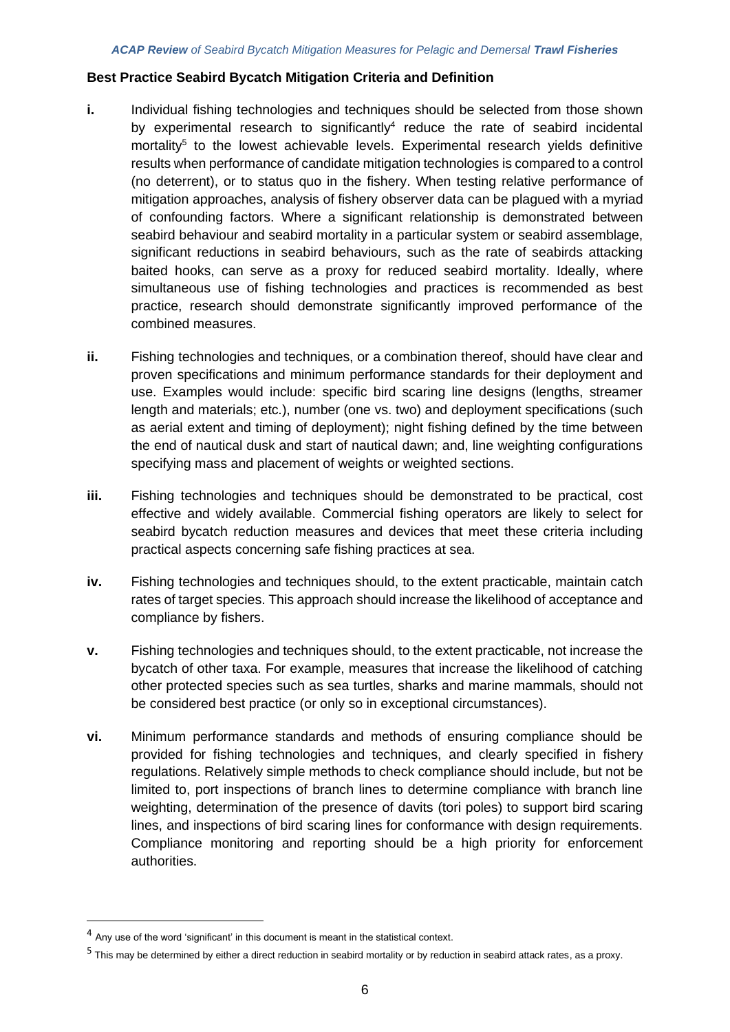## Best Practice Seabird Bycatch Mitigation Criteria and Definition

**i.** Individual fishing technologies and techniques should be selected from those shown by experimental research to significantly[4] reduce the rate of seabird incidental mortality[5] to the lowest achievable levels. Experimental research yields definitive results when performance of candidate mitigation technologies is compared to a control (no deterrent), or to status quo in the fishery. When testing relative performance of mitigation approaches, analysis of fishery observer data can be plagued with a myriad of confounding factors. Where a significant relationship is demonstrated between seabird behaviour and seabird mortality in a particular system or seabird assemblage, significant reductions in seabird behaviours, such as the rate of seabirds attacking baited hooks, can serve as a proxy for reduced seabird mortality. Ideally, where simultaneous use of fishing technologies and practices is recommended as best practice, research should demonstrate significantly improved performance of the combined measures.

**ii.** Fishing technologies and techniques, or a combination thereof, should have clear and proven specifications and minimum performance standards for their deployment and use. Examples would include: specific bird scaring line designs (lengths, streamer length and materials; etc.), number (one vs. two) and deployment specifications (such as aerial extent and timing of deployment); night fishing defined by the time between the end of nautical dusk and start of nautical dawn; and, line weighting configurations specifying mass and placement of weights or weighted sections.

**iii.** Fishing technologies and techniques should be demonstrated to be practical, cost effective and widely available. Commercial fishing operators are likely to select for seabird bycatch reduction measures and devices that meet these criteria including practical aspects concerning safe fishing practices at sea.

**iv.** Fishing technologies and techniques should, to the extent practicable, maintain catch rates of target species. This approach should increase the likelihood of acceptance and compliance by fishers.

**v.** Fishing technologies and techniques should, to the extent practicable, not increase the bycatch of other taxa. For example, measures that increase the likelihood of catching other protected species such as sea turtles, sharks and marine mammals, should not be considered best practice (or only so in exceptional circumstances).

**vi.** Minimum performance standards and methods of ensuring compliance should be provided for fishing technologies and techniques, and clearly specified in fishery regulations. Relatively simple methods to check compliance should include, but not be limited to, port inspections of branch lines to determine compliance with branch line weighting, determination of the presence of davits (tori poles) to support bird scaring lines, and inspections of bird scaring lines for conformance with design requirements. Compliance monitoring and reporting should be a high priority for enforcement authorities.

---

[4] Any use of the word 'significant' in this document is meant in the statistical context.

[5] This may be determined by either a direct reduction in seabird mortality or by reduction in seabird attack rates, as a proxy.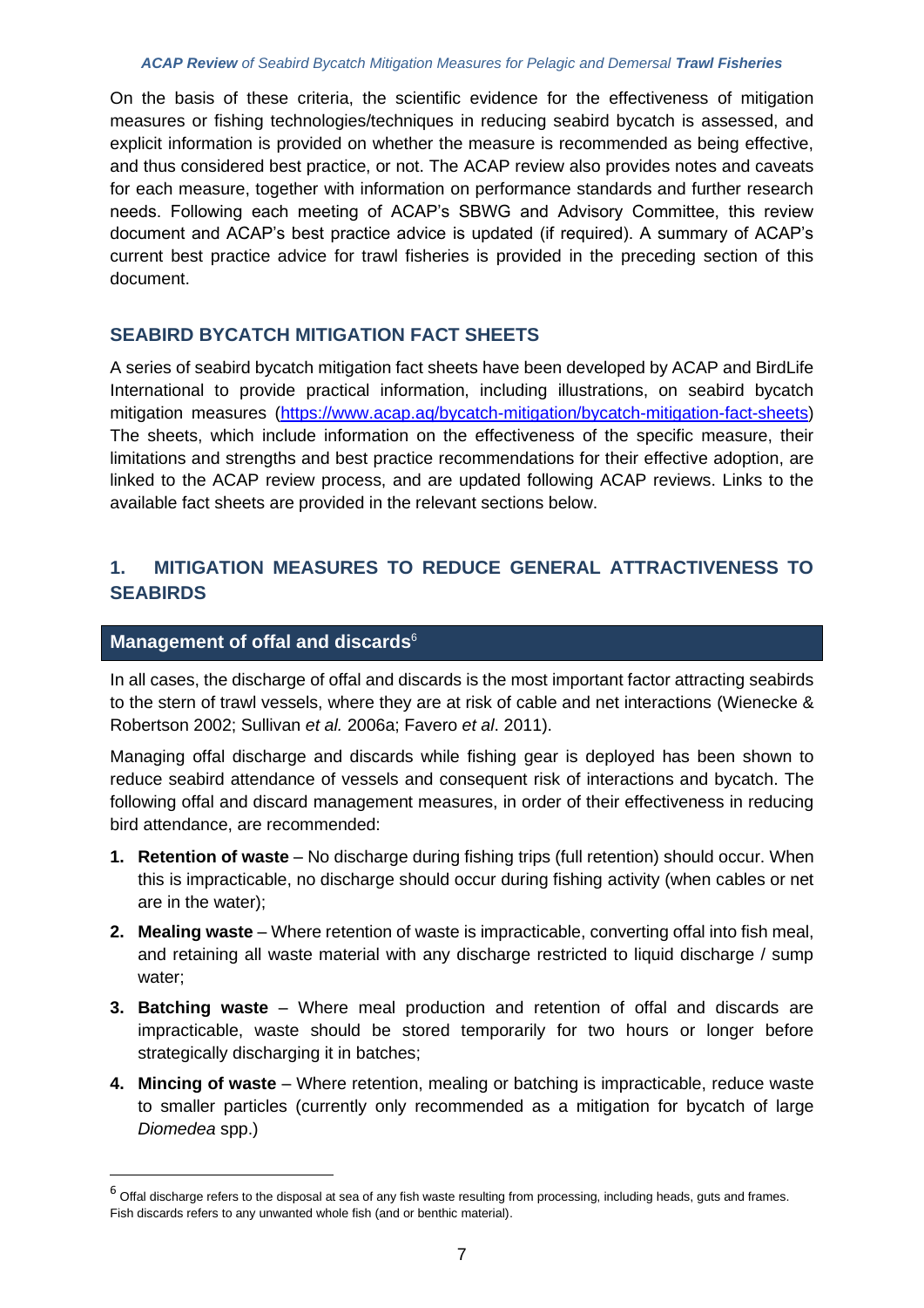On the basis of these criteria, the scientific evidence for the effectiveness of mitigation measures or fishing technologies/techniques in reducing seabird bycatch is assessed, and explicit information is provided on whether the measure is recommended as being effective, and thus considered best practice, or not. The ACAP review also provides notes and caveats for each measure, together with information on performance standards and further research needs. Following each meeting of ACAP's SBWG and Advisory Committee, this review document and ACAP's best practice advice is updated (if required). A summary of ACAP's current best practice advice for trawl fisheries is provided in the preceding section of this document.

## SEABIRD BYCATCH MITIGATION FACT SHEETS

A series of seabird bycatch mitigation fact sheets have been developed by ACAP and BirdLife International to provide practical information, including illustrations, on seabird bycatch mitigation measures (https://www.acap.aq/bycatch-mitigation/bycatch-mitigation-fact-sheets) The sheets, which include information on the effectiveness of the specific measure, their limitations and strengths and best practice recommendations for their effective adoption, are linked to the ACAP review process, and are updated following ACAP reviews. Links to the available fact sheets are provided in the relevant sections below.

## 1. MITIGATION MEASURES TO REDUCE GENERAL ATTRACTIVENESS TO SEABIRDS

### Management of offal and discards[6]

In all cases, the discharge of offal and discards is the most important factor attracting seabirds to the stern of trawl vessels, where they are at risk of cable and net interactions (Wienecke & Robertson 2002; Sullivan *et al.* 2006a; Favero *et al*. 2011).

Managing offal discharge and discards while fishing gear is deployed has been shown to reduce seabird attendance of vessels and consequent risk of interactions and bycatch. The following offal and discard management measures, in order of their effectiveness in reducing bird attendance, are recommended:

1. **Retention of waste** – No discharge during fishing trips (full retention) should occur. When this is impracticable, no discharge should occur during fishing activity (when cables or net are in the water);
2. **Mealing waste** – Where retention of waste is impracticable, converting offal into fish meal, and retaining all waste material with any discharge restricted to liquid discharge / sump water;
3. **Batching waste** – Where meal production and retention of offal and discards are impracticable, waste should be stored temporarily for two hours or longer before strategically discharging it in batches;
4. **Mincing of waste** – Where retention, mealing or batching is impracticable, reduce waste to smaller particles (currently only recommended as a mitigation for bycatch of large *Diomedea* spp.)

[6] Offal discharge refers to the disposal at sea of any fish waste resulting from processing, including heads, guts and frames. Fish discards refers to any unwanted whole fish (and or benthic material).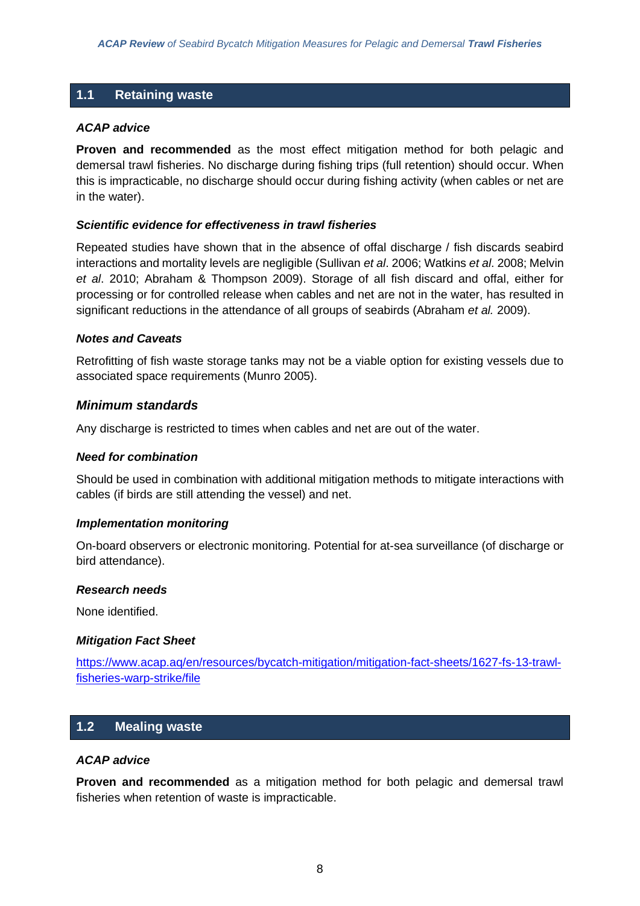## 1.1 Retaining waste

### *ACAP advice*

**Proven and recommended** as the most effect mitigation method for both pelagic and demersal trawl fisheries. No discharge during fishing trips (full retention) should occur. When this is impracticable, no discharge should occur during fishing activity (when cables or net are in the water).

### *Scientific evidence for effectiveness in trawl fisheries*

Repeated studies have shown that in the absence of offal discharge / fish discards seabird interactions and mortality levels are negligible (Sullivan *et al*. 2006; Watkins *et al*. 2008; Melvin *et al*. 2010; Abraham & Thompson 2009). Storage of all fish discard and offal, either for processing or for controlled release when cables and net are not in the water, has resulted in significant reductions in the attendance of all groups of seabirds (Abraham *et al.* 2009).

### *Notes and Caveats*

Retrofitting of fish waste storage tanks may not be a viable option for existing vessels due to associated space requirements (Munro 2005).

### *Minimum standards*

Any discharge is restricted to times when cables and net are out of the water.

### *Need for combination*

Should be used in combination with additional mitigation methods to mitigate interactions with cables (if birds are still attending the vessel) and net.

### *Implementation monitoring*

On-board observers or electronic monitoring. Potential for at-sea surveillance (of discharge or bird attendance).

### *Research needs*

None identified.

### *Mitigation Fact Sheet*

https://www.acap.aq/en/resources/bycatch-mitigation/mitigation-fact-sheets/1627-fs-13-trawl-fisheries-warp-strike/file

## 1.2 Mealing waste

### *ACAP advice*

**Proven and recommended** as a mitigation method for both pelagic and demersal trawl fisheries when retention of waste is impracticable.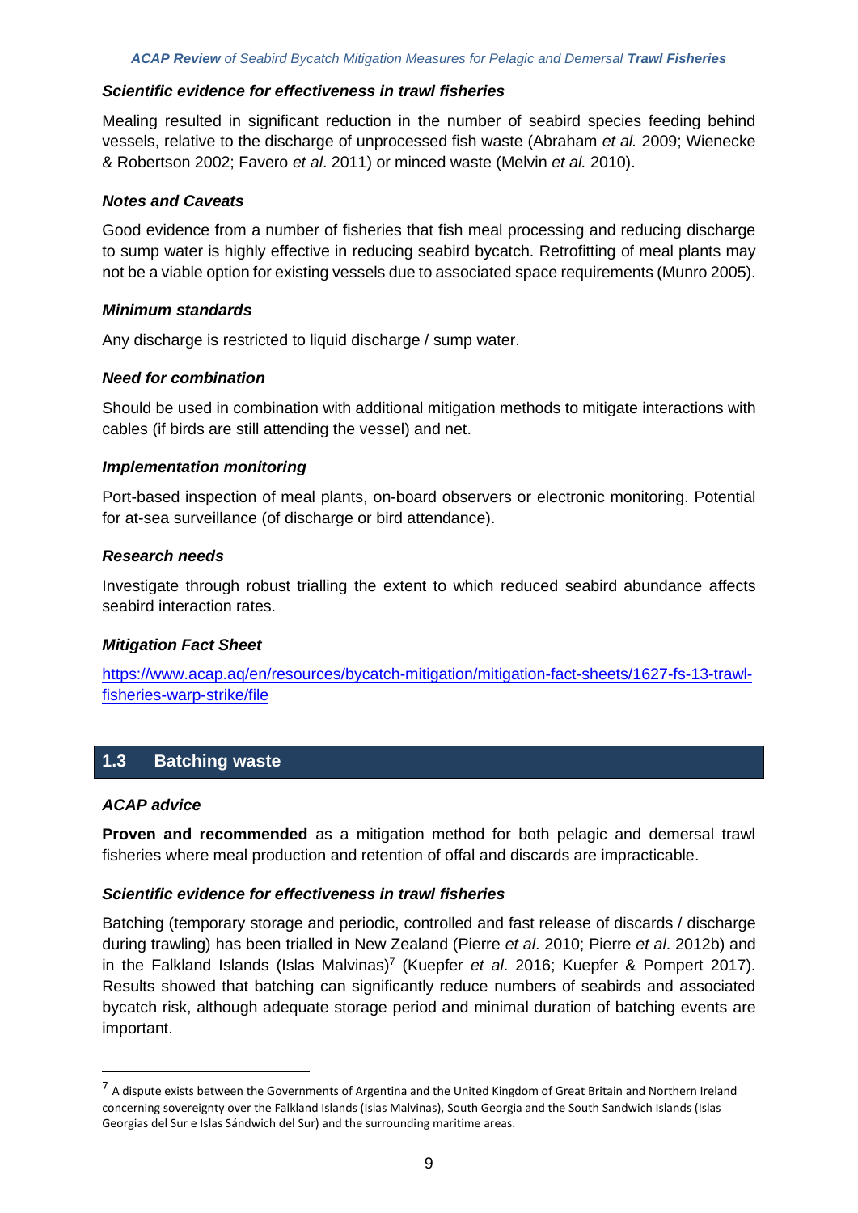### *Scientific evidence for effectiveness in trawl fisheries*

Mealing resulted in significant reduction in the number of seabird species feeding behind vessels, relative to the discharge of unprocessed fish waste (Abraham *et al.* 2009; Wienecke & Robertson 2002; Favero *et al*. 2011) or minced waste (Melvin *et al.* 2010).

### *Notes and Caveats*

Good evidence from a number of fisheries that fish meal processing and reducing discharge to sump water is highly effective in reducing seabird bycatch. Retrofitting of meal plants may not be a viable option for existing vessels due to associated space requirements (Munro 2005).

### *Minimum standards*

Any discharge is restricted to liquid discharge / sump water.

### *Need for combination*

Should be used in combination with additional mitigation methods to mitigate interactions with cables (if birds are still attending the vessel) and net.

### *Implementation monitoring*

Port-based inspection of meal plants, on-board observers or electronic monitoring. Potential for at-sea surveillance (of discharge or bird attendance).

### *Research needs*

Investigate through robust trialling the extent to which reduced seabird abundance affects seabird interaction rates.

### *Mitigation Fact Sheet*

[https://www.acap.aq/en/resources/bycatch-mitigation/mitigation-fact-sheets/1627-fs-13-trawl-fisheries-warp-strike/file](https://www.acap.aq/en/resources/bycatch-mitigation/mitigation-fact-sheets/1627-fs-13-trawl-fisheries-warp-strike/file)

## 1.3 Batching waste

### *ACAP advice*

**Proven and recommended** as a mitigation method for both pelagic and demersal trawl fisheries where meal production and retention of offal and discards are impracticable.

### *Scientific evidence for effectiveness in trawl fisheries*

Batching (temporary storage and periodic, controlled and fast release of discards / discharge during trawling) has been trialled in New Zealand (Pierre *et al*. 2010; Pierre *et al*. 2012b) and in the Falkland Islands (Islas Malvinas)[7] (Kuepfer *et al*. 2016; Kuepfer & Pompert 2017). Results showed that batching can significantly reduce numbers of seabirds and associated bycatch risk, although adequate storage period and minimal duration of batching events are important.

---

[7] A dispute exists between the Governments of Argentina and the United Kingdom of Great Britain and Northern Ireland concerning sovereignty over the Falkland Islands (Islas Malvinas), South Georgia and the South Sandwich Islands (Islas Georgias del Sur e Islas Sándwich del Sur) and the surrounding maritime areas.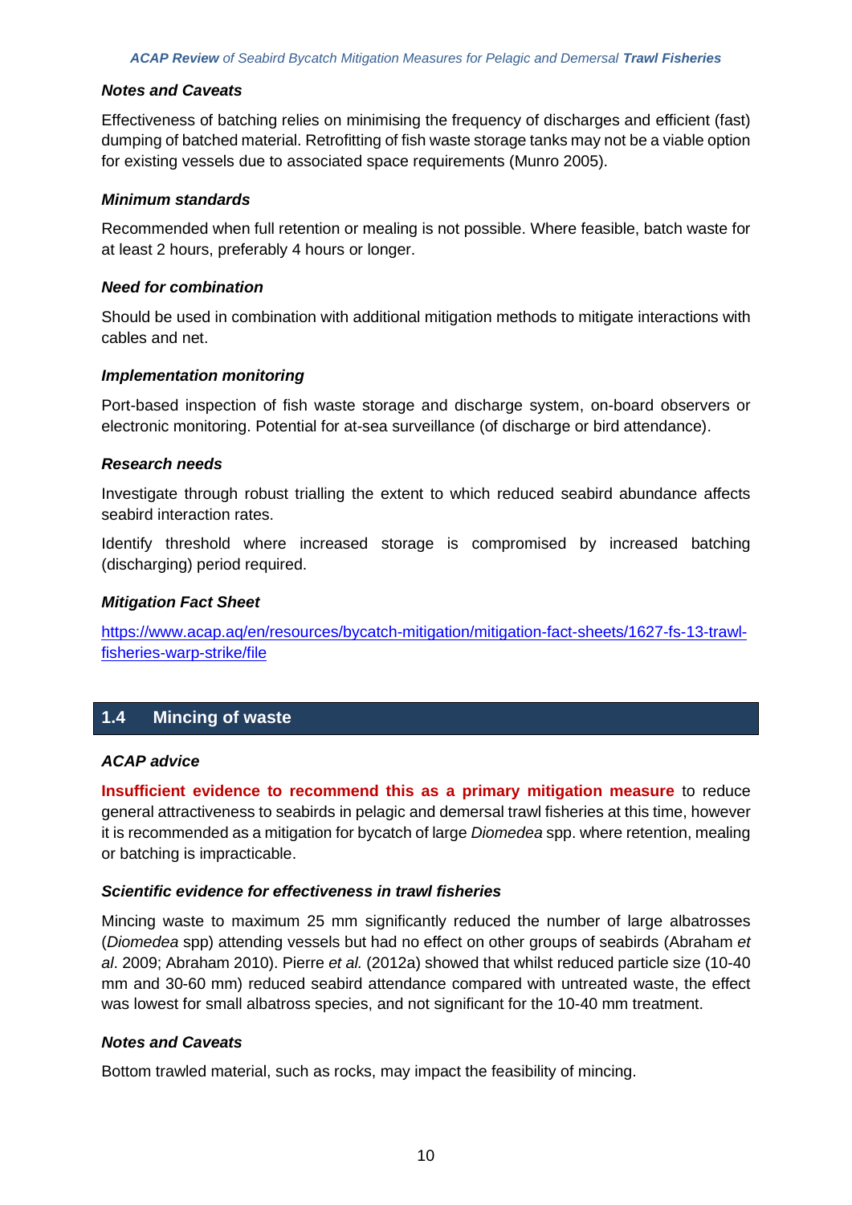#### *Notes and Caveats*

Effectiveness of batching relies on minimising the frequency of discharges and efficient (fast) dumping of batched material. Retrofitting of fish waste storage tanks may not be a viable option for existing vessels due to associated space requirements (Munro 2005).

#### *Minimum standards*

Recommended when full retention or mealing is not possible. Where feasible, batch waste for at least 2 hours, preferably 4 hours or longer.

#### *Need for combination*

Should be used in combination with additional mitigation methods to mitigate interactions with cables and net.

#### *Implementation monitoring*

Port-based inspection of fish waste storage and discharge system, on-board observers or electronic monitoring. Potential for at-sea surveillance (of discharge or bird attendance).

#### *Research needs*

Investigate through robust trialling the extent to which reduced seabird abundance affects seabird interaction rates.

Identify threshold where increased storage is compromised by increased batching (discharging) period required.

#### *Mitigation Fact Sheet*

https://www.acap.aq/en/resources/bycatch-mitigation/mitigation-fact-sheets/1627-fs-13-trawl-fisheries-warp-strike/file

## 1.4 Mincing of waste

#### *ACAP advice*

**Insufficient evidence to recommend this as a primary mitigation measure** to reduce general attractiveness to seabirds in pelagic and demersal trawl fisheries at this time, however it is recommended as a mitigation for bycatch of large *Diomedea* spp. where retention, mealing or batching is impracticable.

#### *Scientific evidence for effectiveness in trawl fisheries*

Mincing waste to maximum 25 mm significantly reduced the number of large albatrosses (*Diomedea* spp) attending vessels but had no effect on other groups of seabirds (Abraham *et al*. 2009; Abraham 2010). Pierre *et al.* (2012a) showed that whilst reduced particle size (10-40 mm and 30-60 mm) reduced seabird attendance compared with untreated waste, the effect was lowest for small albatross species, and not significant for the 10-40 mm treatment.

#### *Notes and Caveats*

Bottom trawled material, such as rocks, may impact the feasibility of mincing.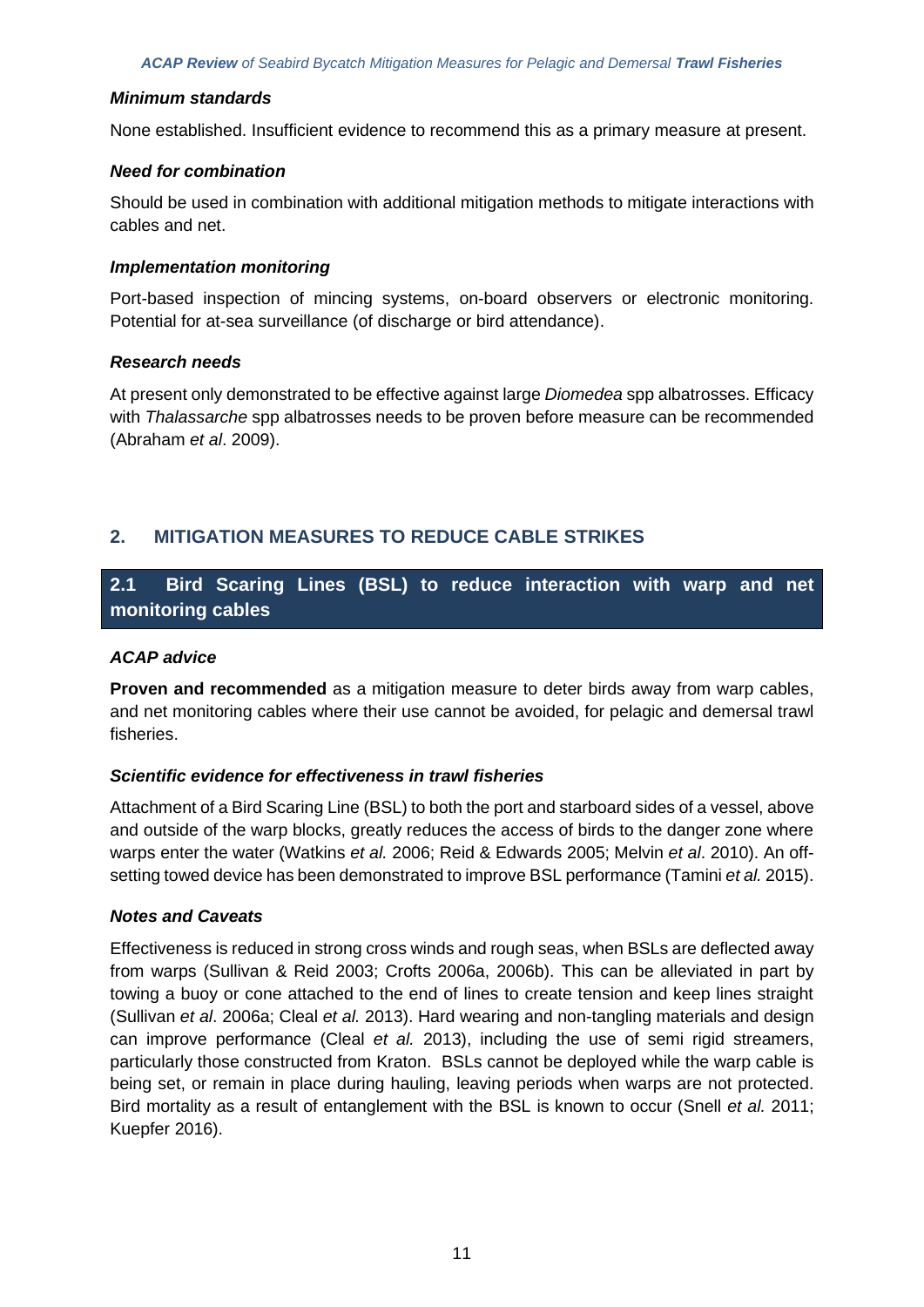#### *Minimum standards*

None established. Insufficient evidence to recommend this as a primary measure at present.

#### *Need for combination*

Should be used in combination with additional mitigation methods to mitigate interactions with cables and net.

#### *Implementation monitoring*

Port-based inspection of mincing systems, on-board observers or electronic monitoring. Potential for at-sea surveillance (of discharge or bird attendance).

#### *Research needs*

At present only demonstrated to be effective against large *Diomedea* spp albatrosses. Efficacy with *Thalassarche* spp albatrosses needs to be proven before measure can be recommended (Abraham *et al*. 2009).

## 2. MITIGATION MEASURES TO REDUCE CABLE STRIKES

### 2.1 Bird Scaring Lines (BSL) to reduce interaction with warp and net monitoring cables

#### *ACAP advice*

**Proven and recommended** as a mitigation measure to deter birds away from warp cables, and net monitoring cables where their use cannot be avoided, for pelagic and demersal trawl fisheries.

#### *Scientific evidence for effectiveness in trawl fisheries*

Attachment of a Bird Scaring Line (BSL) to both the port and starboard sides of a vessel, above and outside of the warp blocks, greatly reduces the access of birds to the danger zone where warps enter the water (Watkins *et al.* 2006; Reid & Edwards 2005; Melvin *et al*. 2010). An off-setting towed device has been demonstrated to improve BSL performance (Tamini *et al.* 2015).

#### *Notes and Caveats*

Effectiveness is reduced in strong cross winds and rough seas, when BSLs are deflected away from warps (Sullivan & Reid 2003; Crofts 2006a, 2006b). This can be alleviated in part by towing a buoy or cone attached to the end of lines to create tension and keep lines straight (Sullivan *et al*. 2006a; Cleal *et al.* 2013). Hard wearing and non-tangling materials and design can improve performance (Cleal *et al.* 2013), including the use of semi rigid streamers, particularly those constructed from Kraton. BSLs cannot be deployed while the warp cable is being set, or remain in place during hauling, leaving periods when warps are not protected. Bird mortality as a result of entanglement with the BSL is known to occur (Snell *et al.* 2011; Kuepfer 2016).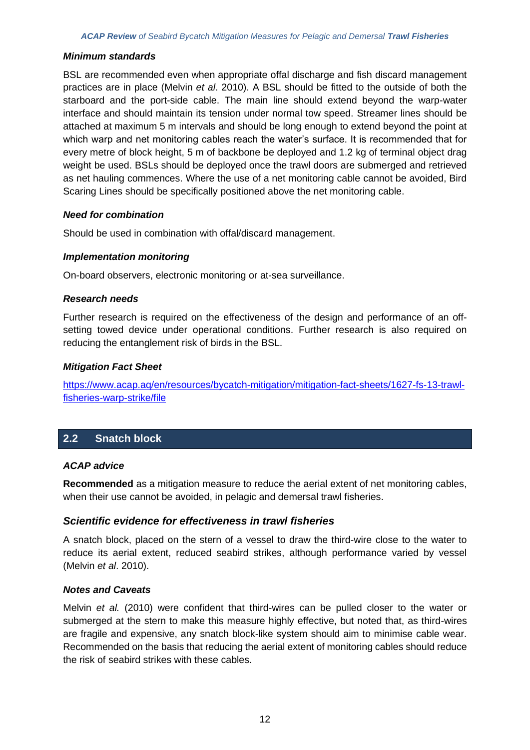### *Minimum standards*

BSL are recommended even when appropriate offal discharge and fish discard management practices are in place (Melvin *et al*. 2010). A BSL should be fitted to the outside of both the starboard and the port-side cable. The main line should extend beyond the warp-water interface and should maintain its tension under normal tow speed. Streamer lines should be attached at maximum 5 m intervals and should be long enough to extend beyond the point at which warp and net monitoring cables reach the water's surface. It is recommended that for every metre of block height, 5 m of backbone be deployed and 1.2 kg of terminal object drag weight be used. BSLs should be deployed once the trawl doors are submerged and retrieved as net hauling commences. Where the use of a net monitoring cable cannot be avoided, Bird Scaring Lines should be specifically positioned above the net monitoring cable.

### *Need for combination*

Should be used in combination with offal/discard management.

### *Implementation monitoring*

On-board observers, electronic monitoring or at-sea surveillance.

### *Research needs*

Further research is required on the effectiveness of the design and performance of an off-setting towed device under operational conditions. Further research is also required on reducing the entanglement risk of birds in the BSL.

### *Mitigation Fact Sheet*

[https://www.acap.aq/en/resources/bycatch-mitigation/mitigation-fact-sheets/1627-fs-13-trawl-fisheries-warp-strike/file](https://www.acap.aq/en/resources/bycatch-mitigation/mitigation-fact-sheets/1627-fs-13-trawl-fisheries-warp-strike/file)

## 2.2 Snatch block

### *ACAP advice*

**Recommended** as a mitigation measure to reduce the aerial extent of net monitoring cables, when their use cannot be avoided, in pelagic and demersal trawl fisheries.

### *Scientific evidence for effectiveness in trawl fisheries*

A snatch block, placed on the stern of a vessel to draw the third-wire close to the water to reduce its aerial extent, reduced seabird strikes, although performance varied by vessel (Melvin *et al*. 2010).

### *Notes and Caveats*

Melvin *et al.* (2010) were confident that third-wires can be pulled closer to the water or submerged at the stern to make this measure highly effective, but noted that, as third-wires are fragile and expensive, any snatch block-like system should aim to minimise cable wear. Recommended on the basis that reducing the aerial extent of monitoring cables should reduce the risk of seabird strikes with these cables.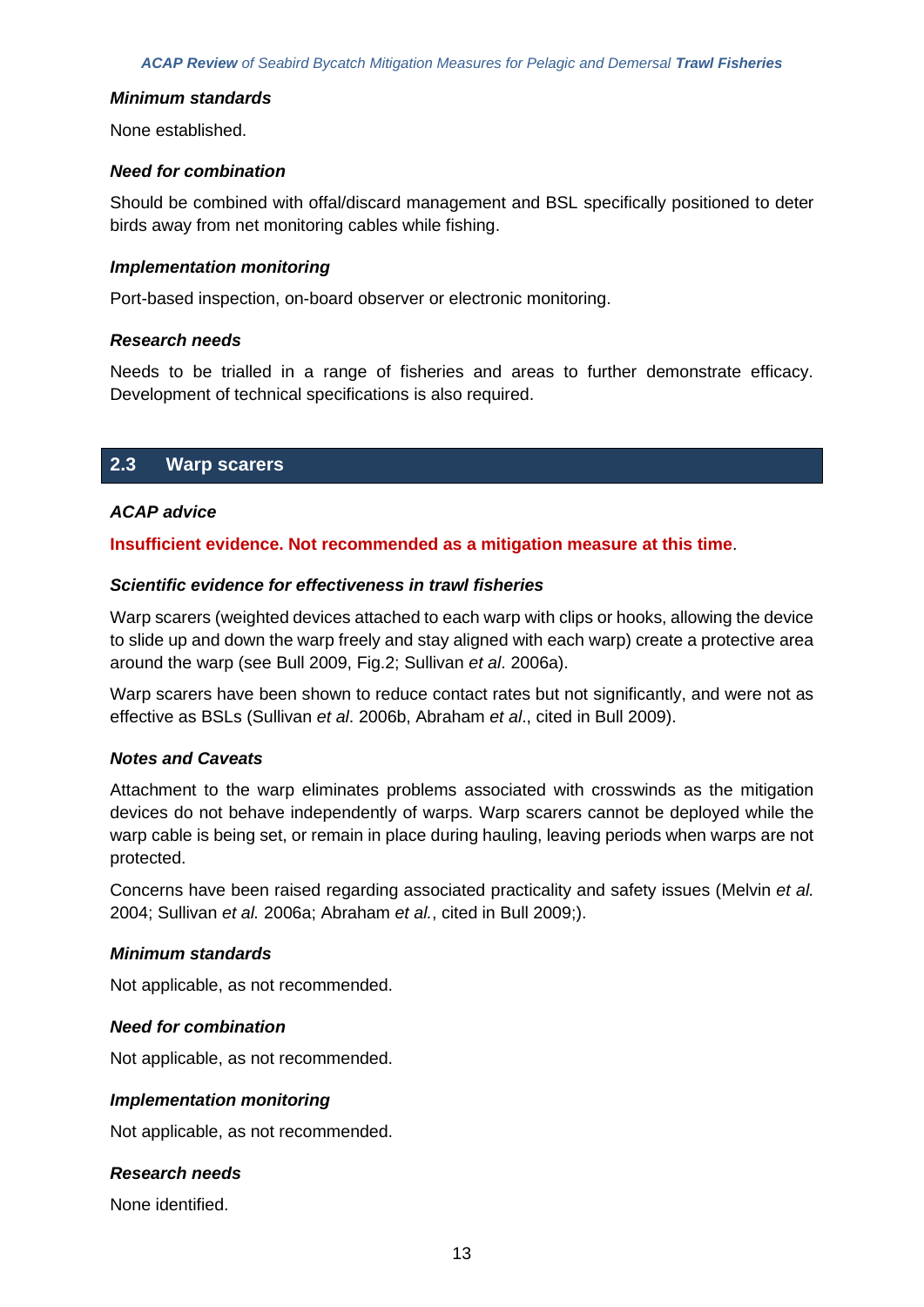#### *Minimum standards*

None established.

#### *Need for combination*

Should be combined with offal/discard management and BSL specifically positioned to deter birds away from net monitoring cables while fishing.

#### *Implementation monitoring*

Port-based inspection, on-board observer or electronic monitoring.

#### *Research needs*

Needs to be trialled in a range of fisheries and areas to further demonstrate efficacy. Development of technical specifications is also required.

## 2.3 Warp scarers

#### *ACAP advice*

**Insufficient evidence. Not recommended as a mitigation measure at this time**.

#### *Scientific evidence for effectiveness in trawl fisheries*

Warp scarers (weighted devices attached to each warp with clips or hooks, allowing the device to slide up and down the warp freely and stay aligned with each warp) create a protective area around the warp (see Bull 2009, Fig.2; Sullivan *et al*. 2006a).

Warp scarers have been shown to reduce contact rates but not significantly, and were not as effective as BSLs (Sullivan *et al*. 2006b, Abraham *et al*., cited in Bull 2009).

#### *Notes and Caveats*

Attachment to the warp eliminates problems associated with crosswinds as the mitigation devices do not behave independently of warps. Warp scarers cannot be deployed while the warp cable is being set, or remain in place during hauling, leaving periods when warps are not protected.

Concerns have been raised regarding associated practicality and safety issues (Melvin *et al.* 2004; Sullivan *et al.* 2006a; Abraham *et al.*, cited in Bull 2009;).

#### *Minimum standards*

Not applicable, as not recommended.

#### *Need for combination*

Not applicable, as not recommended.

#### *Implementation monitoring*

Not applicable, as not recommended.

#### *Research needs*

None identified.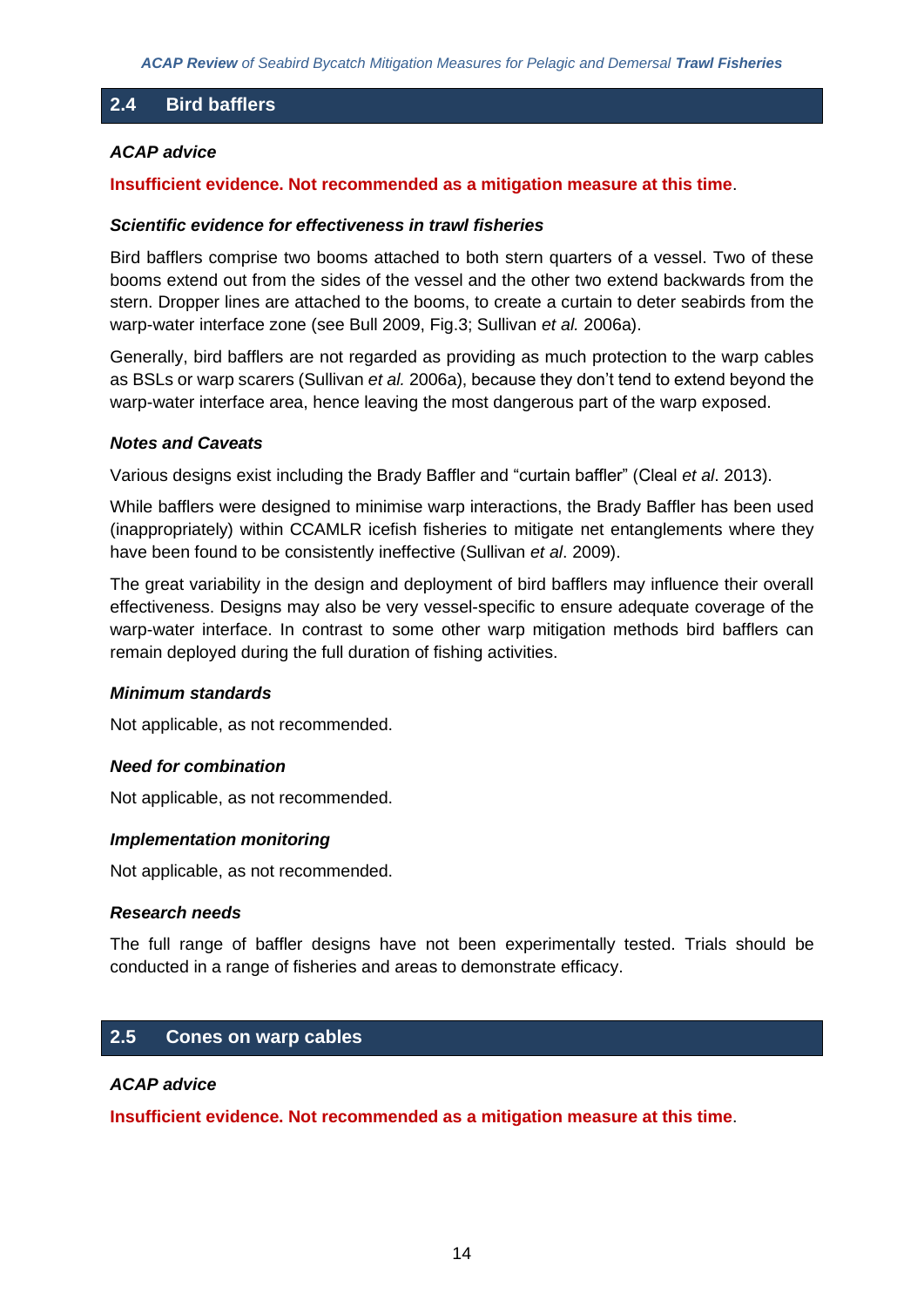## 2.4 Bird bafflers

***ACAP advice***

**Insufficient evidence. Not recommended as a mitigation measure at this time**.

***Scientific evidence for effectiveness in trawl fisheries***

Bird bafflers comprise two booms attached to both stern quarters of a vessel. Two of these booms extend out from the sides of the vessel and the other two extend backwards from the stern. Dropper lines are attached to the booms, to create a curtain to deter seabirds from the warp-water interface zone (see Bull 2009, Fig.3; Sullivan *et al.* 2006a).

Generally, bird bafflers are not regarded as providing as much protection to the warp cables as BSLs or warp scarers (Sullivan *et al.* 2006a), because they don't tend to extend beyond the warp-water interface area, hence leaving the most dangerous part of the warp exposed.

***Notes and Caveats***

Various designs exist including the Brady Baffler and "curtain baffler" (Cleal *et al*. 2013).

While bafflers were designed to minimise warp interactions, the Brady Baffler has been used (inappropriately) within CCAMLR icefish fisheries to mitigate net entanglements where they have been found to be consistently ineffective (Sullivan *et al*. 2009).

The great variability in the design and deployment of bird bafflers may influence their overall effectiveness. Designs may also be very vessel-specific to ensure adequate coverage of the warp-water interface. In contrast to some other warp mitigation methods bird bafflers can remain deployed during the full duration of fishing activities.

***Minimum standards***

Not applicable, as not recommended.

***Need for combination***

Not applicable, as not recommended.

***Implementation monitoring***

Not applicable, as not recommended.

***Research needs***

The full range of baffler designs have not been experimentally tested. Trials should be conducted in a range of fisheries and areas to demonstrate efficacy.

## 2.5 Cones on warp cables

***ACAP advice***

**Insufficient evidence. Not recommended as a mitigation measure at this time**.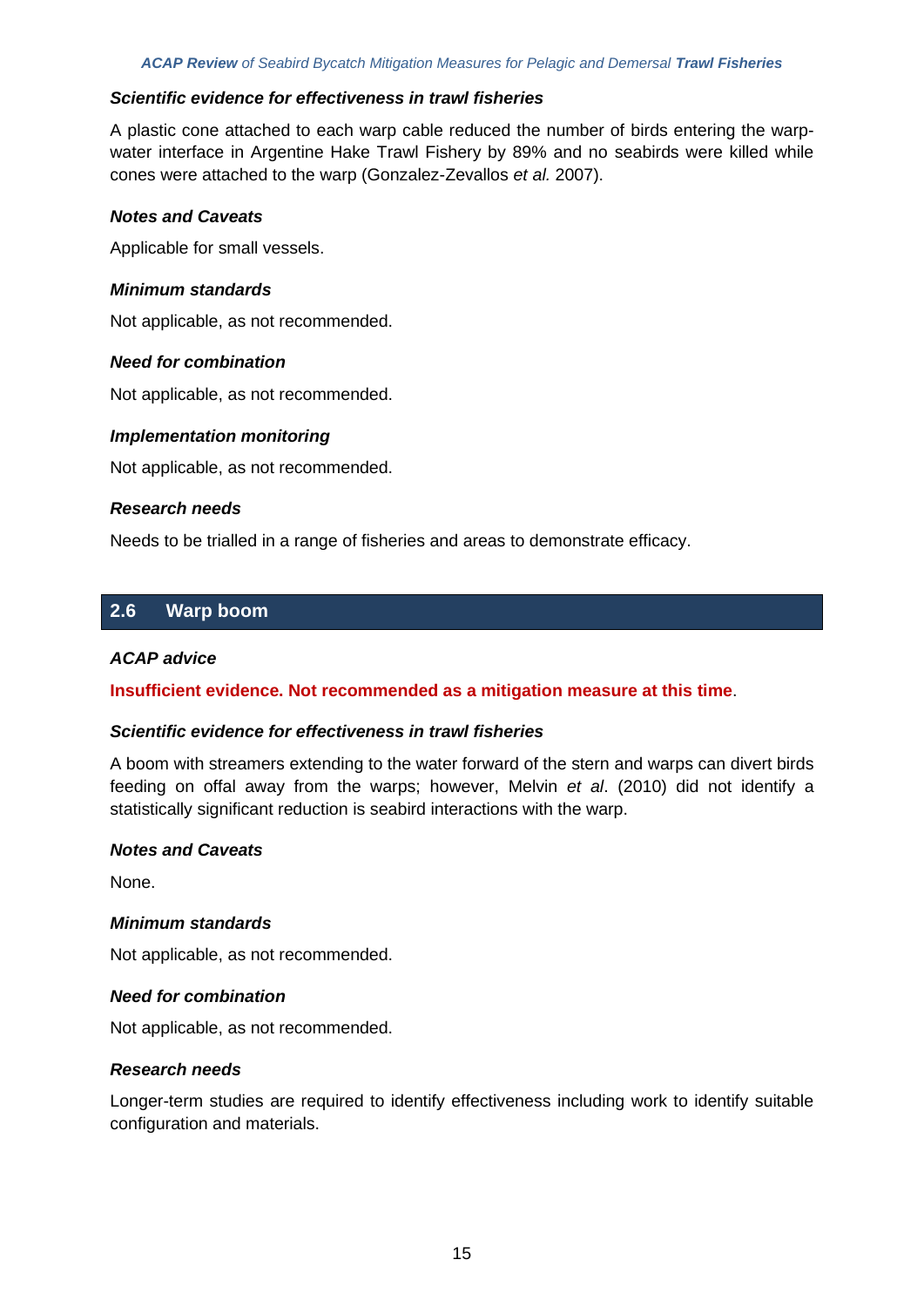#### *Scientific evidence for effectiveness in trawl fisheries*

A plastic cone attached to each warp cable reduced the number of birds entering the warp-water interface in Argentine Hake Trawl Fishery by 89% and no seabirds were killed while cones were attached to the warp (Gonzalez-Zevallos *et al.* 2007).

#### *Notes and Caveats*

Applicable for small vessels.

#### *Minimum standards*

Not applicable, as not recommended.

#### *Need for combination*

Not applicable, as not recommended.

#### *Implementation monitoring*

Not applicable, as not recommended.

#### *Research needs*

Needs to be trialled in a range of fisheries and areas to demonstrate efficacy.

## 2.6 Warp boom

#### *ACAP advice*

**Insufficient evidence. Not recommended as a mitigation measure at this time**.

#### *Scientific evidence for effectiveness in trawl fisheries*

A boom with streamers extending to the water forward of the stern and warps can divert birds feeding on offal away from the warps; however, Melvin *et al*. (2010) did not identify a statistically significant reduction is seabird interactions with the warp.

#### *Notes and Caveats*

None.

#### *Minimum standards*

Not applicable, as not recommended.

#### *Need for combination*

Not applicable, as not recommended.

#### *Research needs*

Longer-term studies are required to identify effectiveness including work to identify suitable configuration and materials.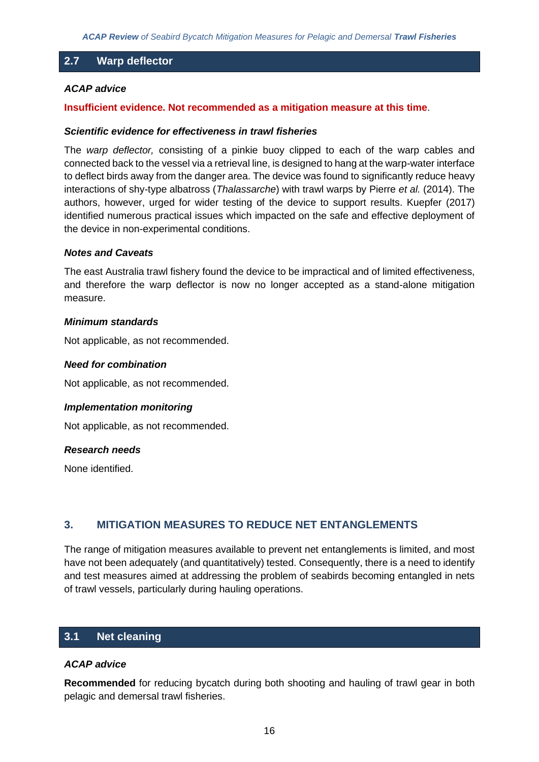## 2.7 Warp deflector

***ACAP advice***

**Insufficient evidence. Not recommended as a mitigation measure at this time**.

***Scientific evidence for effectiveness in trawl fisheries***

The *warp deflector,* consisting of a pinkie buoy clipped to each of the warp cables and connected back to the vessel via a retrieval line, is designed to hang at the warp-water interface to deflect birds away from the danger area. The device was found to significantly reduce heavy interactions of shy-type albatross (*Thalassarche*) with trawl warps by Pierre *et al.* (2014). The authors, however, urged for wider testing of the device to support results. Kuepfer (2017) identified numerous practical issues which impacted on the safe and effective deployment of the device in non-experimental conditions.

***Notes and Caveats***

The east Australia trawl fishery found the device to be impractical and of limited effectiveness, and therefore the warp deflector is now no longer accepted as a stand-alone mitigation measure.

***Minimum standards***

Not applicable, as not recommended.

***Need for combination***

Not applicable, as not recommended.

***Implementation monitoring***

Not applicable, as not recommended.

***Research needs***

None identified.

# 3. MITIGATION MEASURES TO REDUCE NET ENTANGLEMENTS

The range of mitigation measures available to prevent net entanglements is limited, and most have not been adequately (and quantitatively) tested. Consequently, there is a need to identify and test measures aimed at addressing the problem of seabirds becoming entangled in nets of trawl vessels, particularly during hauling operations.

## 3.1 Net cleaning

***ACAP advice***

**Recommended** for reducing bycatch during both shooting and hauling of trawl gear in both pelagic and demersal trawl fisheries.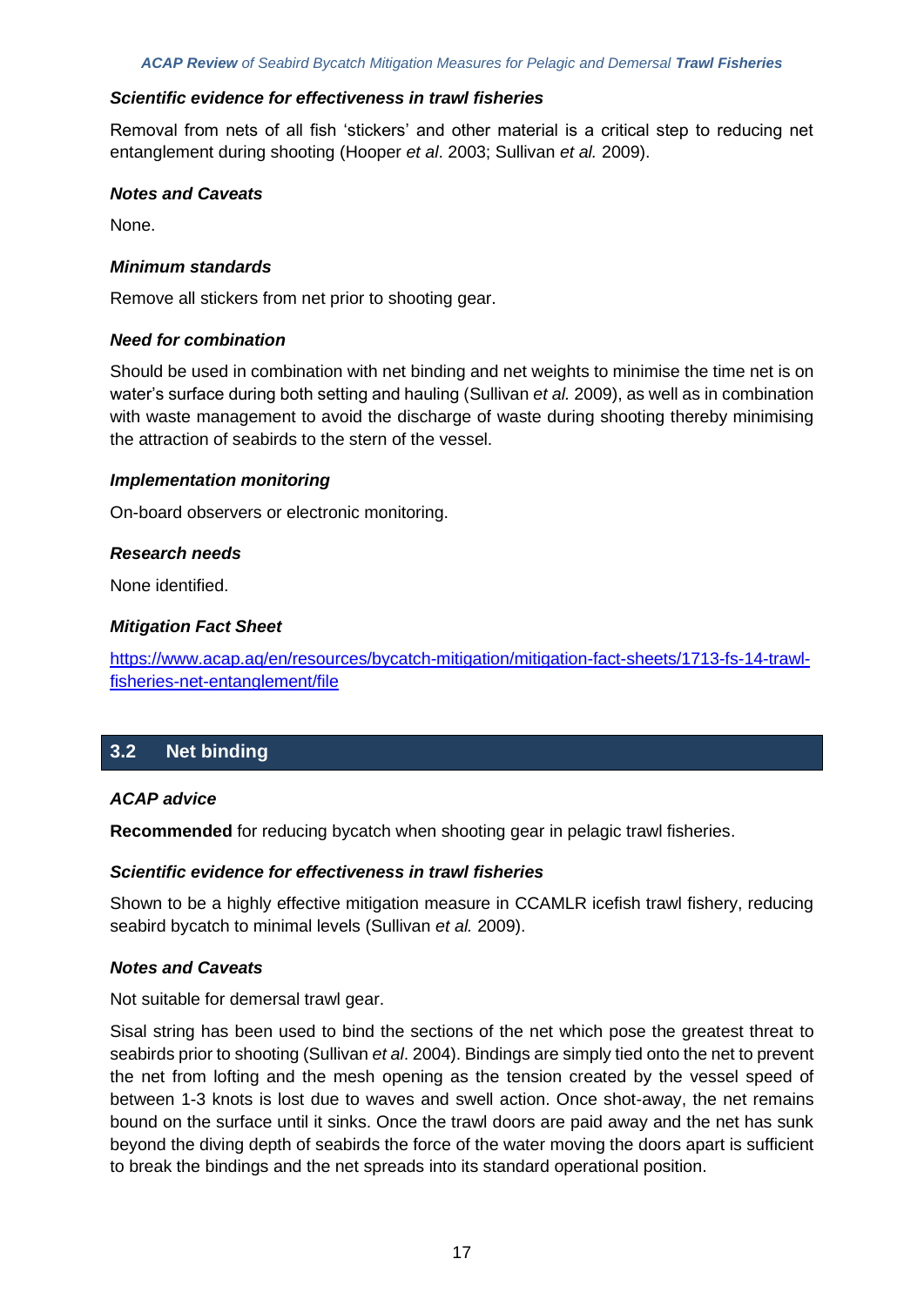#### *Scientific evidence for effectiveness in trawl fisheries*

Removal from nets of all fish 'stickers' and other material is a critical step to reducing net entanglement during shooting (Hooper *et al*. 2003; Sullivan *et al.* 2009).

#### *Notes and Caveats*

None.

#### *Minimum standards*

Remove all stickers from net prior to shooting gear.

#### *Need for combination*

Should be used in combination with net binding and net weights to minimise the time net is on water's surface during both setting and hauling (Sullivan *et al.* 2009), as well as in combination with waste management to avoid the discharge of waste during shooting thereby minimising the attraction of seabirds to the stern of the vessel.

#### *Implementation monitoring*

On-board observers or electronic monitoring.

#### *Research needs*

None identified.

#### *Mitigation Fact Sheet*

[https://www.acap.aq/en/resources/bycatch-mitigation/mitigation-fact-sheets/1713-fs-14-trawl-fisheries-net-entanglement/file](https://www.acap.aq/en/resources/bycatch-mitigation/mitigation-fact-sheets/1713-fs-14-trawl-fisheries-net-entanglement/file)

## 3.2 Net binding

#### *ACAP advice*

**Recommended** for reducing bycatch when shooting gear in pelagic trawl fisheries.

#### *Scientific evidence for effectiveness in trawl fisheries*

Shown to be a highly effective mitigation measure in CCAMLR icefish trawl fishery, reducing seabird bycatch to minimal levels (Sullivan *et al.* 2009).

#### *Notes and Caveats*

Not suitable for demersal trawl gear.

Sisal string has been used to bind the sections of the net which pose the greatest threat to seabirds prior to shooting (Sullivan *et al*. 2004). Bindings are simply tied onto the net to prevent the net from lofting and the mesh opening as the tension created by the vessel speed of between 1-3 knots is lost due to waves and swell action. Once shot-away, the net remains bound on the surface until it sinks. Once the trawl doors are paid away and the net has sunk beyond the diving depth of seabirds the force of the water moving the doors apart is sufficient to break the bindings and the net spreads into its standard operational position.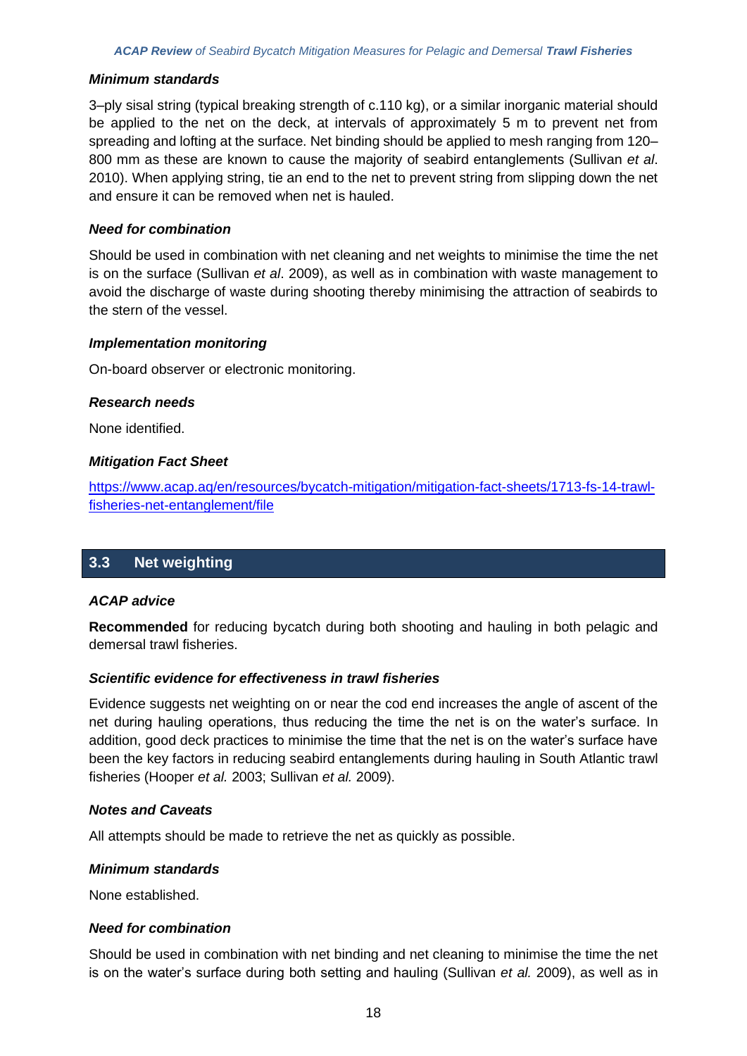#### *Minimum standards*

3–ply sisal string (typical breaking strength of c.110 kg), or a similar inorganic material should be applied to the net on the deck, at intervals of approximately 5 m to prevent net from spreading and lofting at the surface. Net binding should be applied to mesh ranging from 120–800 mm as these are known to cause the majority of seabird entanglements (Sullivan *et al*. 2010). When applying string, tie an end to the net to prevent string from slipping down the net and ensure it can be removed when net is hauled.

#### *Need for combination*

Should be used in combination with net cleaning and net weights to minimise the time the net is on the surface (Sullivan *et al*. 2009), as well as in combination with waste management to avoid the discharge of waste during shooting thereby minimising the attraction of seabirds to the stern of the vessel.

#### *Implementation monitoring*

On-board observer or electronic monitoring.

#### *Research needs*

None identified.

#### *Mitigation Fact Sheet*

https://www.acap.aq/en/resources/bycatch-mitigation/mitigation-fact-sheets/1713-fs-14-trawl-fisheries-net-entanglement/file

## 3.3 Net weighting

#### *ACAP advice*

**Recommended** for reducing bycatch during both shooting and hauling in both pelagic and demersal trawl fisheries.

#### *Scientific evidence for effectiveness in trawl fisheries*

Evidence suggests net weighting on or near the cod end increases the angle of ascent of the net during hauling operations, thus reducing the time the net is on the water's surface. In addition, good deck practices to minimise the time that the net is on the water's surface have been the key factors in reducing seabird entanglements during hauling in South Atlantic trawl fisheries (Hooper *et al.* 2003; Sullivan *et al.* 2009).

#### *Notes and Caveats*

All attempts should be made to retrieve the net as quickly as possible.

#### *Minimum standards*

None established.

#### *Need for combination*

Should be used in combination with net binding and net cleaning to minimise the time the net is on the water's surface during both setting and hauling (Sullivan *et al.* 2009), as well as in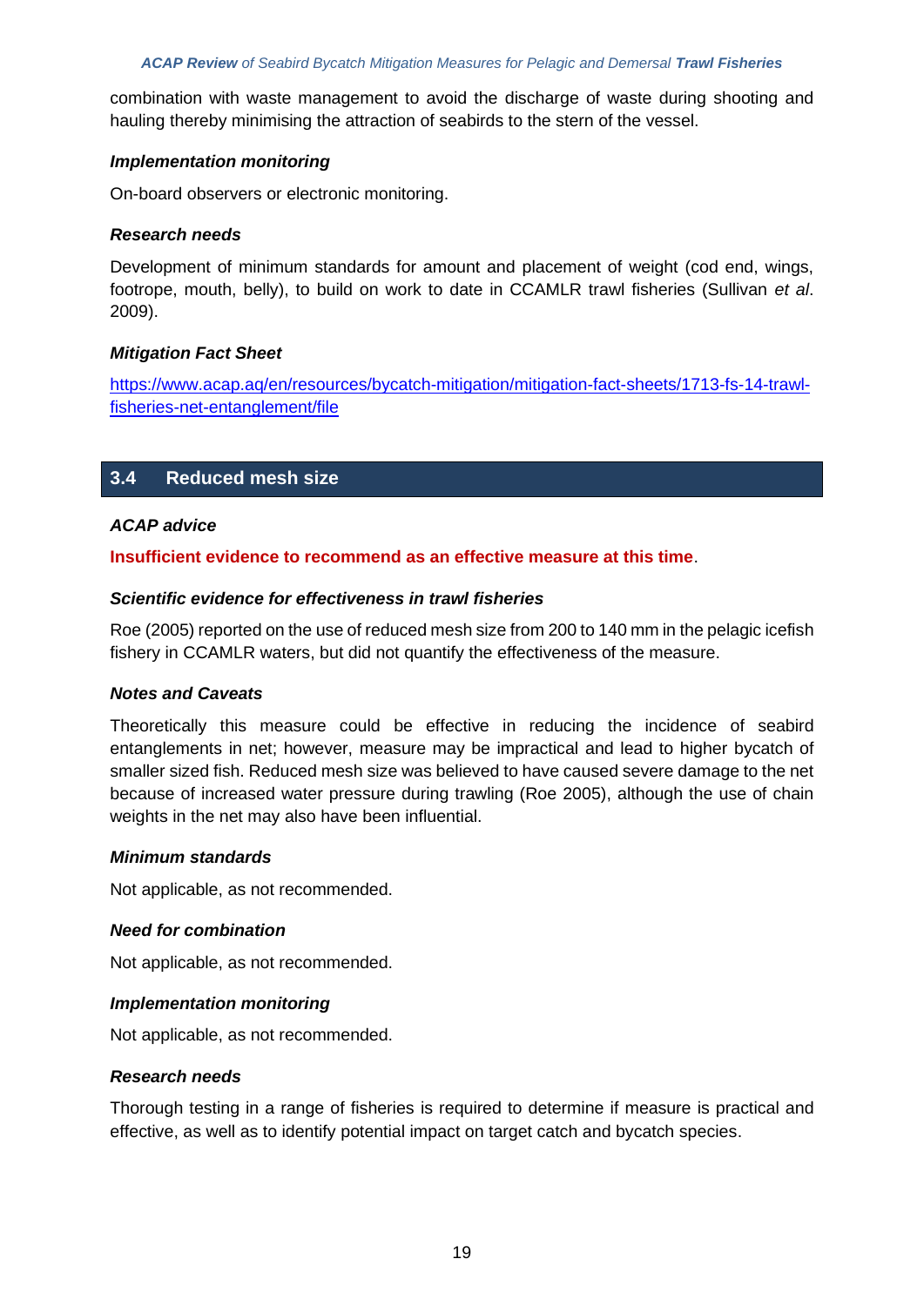combination with waste management to avoid the discharge of waste during shooting and hauling thereby minimising the attraction of seabirds to the stern of the vessel.

***Implementation monitoring***

On-board observers or electronic monitoring.

***Research needs***

Development of minimum standards for amount and placement of weight (cod end, wings, footrope, mouth, belly), to build on work to date in CCAMLR trawl fisheries (Sullivan *et al*. 2009).

***Mitigation Fact Sheet***

https://www.acap.aq/en/resources/bycatch-mitigation/mitigation-fact-sheets/1713-fs-14-trawl-fisheries-net-entanglement/file

## 3.4 Reduced mesh size

***ACAP advice***

**Insufficient evidence to recommend as an effective measure at this time**.

***Scientific evidence for effectiveness in trawl fisheries***

Roe (2005) reported on the use of reduced mesh size from 200 to 140 mm in the pelagic icefish fishery in CCAMLR waters, but did not quantify the effectiveness of the measure.

***Notes and Caveats***

Theoretically this measure could be effective in reducing the incidence of seabird entanglements in net; however, measure may be impractical and lead to higher bycatch of smaller sized fish. Reduced mesh size was believed to have caused severe damage to the net because of increased water pressure during trawling (Roe 2005), although the use of chain weights in the net may also have been influential.

***Minimum standards***

Not applicable, as not recommended.

***Need for combination***

Not applicable, as not recommended.

***Implementation monitoring***

Not applicable, as not recommended.

***Research needs***

Thorough testing in a range of fisheries is required to determine if measure is practical and effective, as well as to identify potential impact on target catch and bycatch species.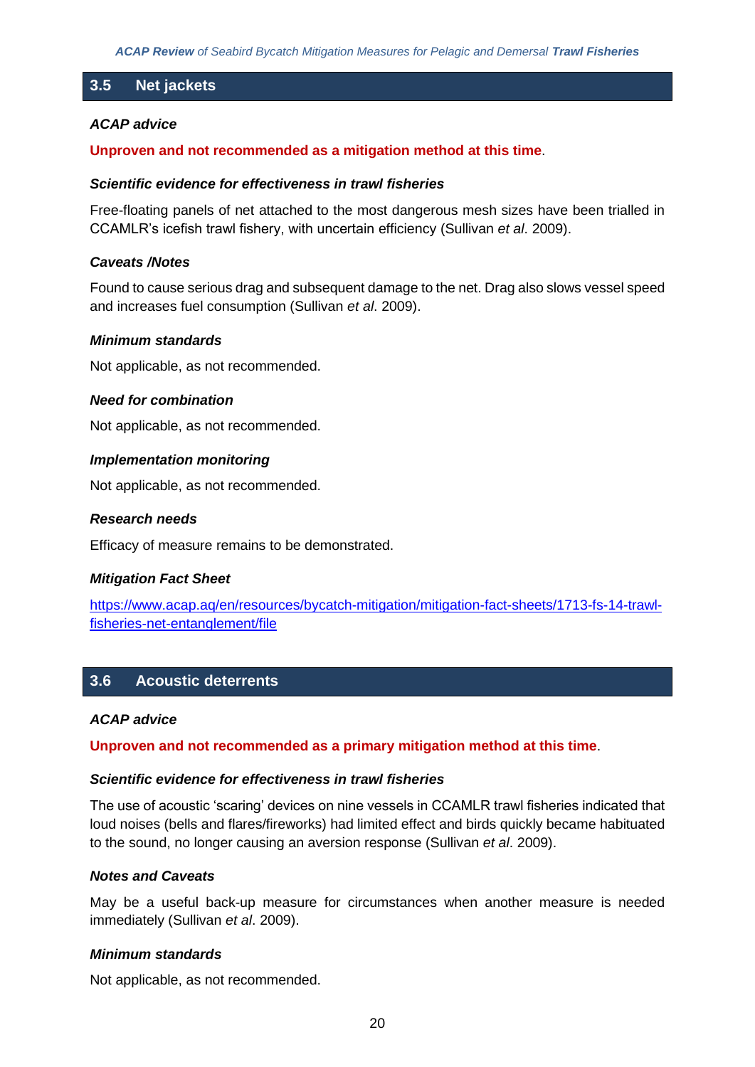## 3.5 Net jackets

***ACAP advice***

**Unproven and not recommended as a mitigation method at this time**.

***Scientific evidence for effectiveness in trawl fisheries***

Free-floating panels of net attached to the most dangerous mesh sizes have been trialled in CCAMLR's icefish trawl fishery, with uncertain efficiency (Sullivan *et al*. 2009).

***Caveats /Notes***

Found to cause serious drag and subsequent damage to the net. Drag also slows vessel speed and increases fuel consumption (Sullivan *et al*. 2009).

***Minimum standards***

Not applicable, as not recommended.

***Need for combination***

Not applicable, as not recommended.

***Implementation monitoring***

Not applicable, as not recommended.

***Research needs***

Efficacy of measure remains to be demonstrated.

***Mitigation Fact Sheet***

https://www.acap.aq/en/resources/bycatch-mitigation/mitigation-fact-sheets/1713-fs-14-trawl-fisheries-net-entanglement/file

## 3.6 Acoustic deterrents

***ACAP advice***

**Unproven and not recommended as a primary mitigation method at this time**.

***Scientific evidence for effectiveness in trawl fisheries***

The use of acoustic 'scaring' devices on nine vessels in CCAMLR trawl fisheries indicated that loud noises (bells and flares/fireworks) had limited effect and birds quickly became habituated to the sound, no longer causing an aversion response (Sullivan *et al*. 2009).

***Notes and Caveats***

May be a useful back-up measure for circumstances when another measure is needed immediately (Sullivan *et al*. 2009).

***Minimum standards***

Not applicable, as not recommended.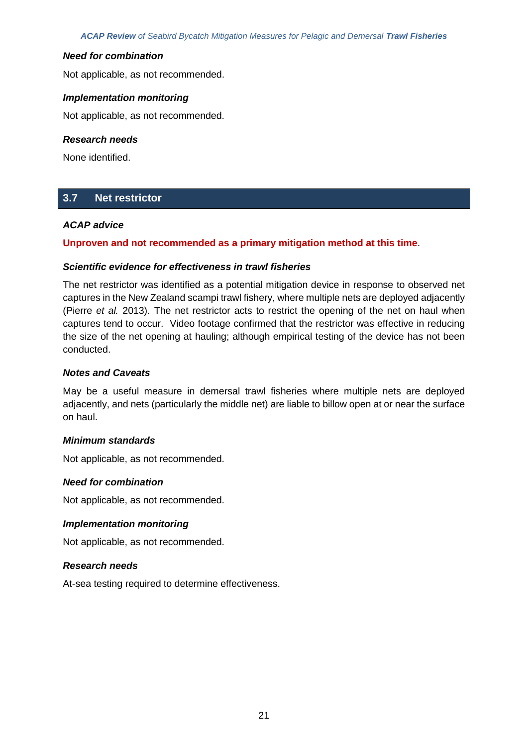### *Need for combination*

Not applicable, as not recommended.

### *Implementation monitoring*

Not applicable, as not recommended.

### *Research needs*

None identified.

## 3.7 Net restrictor

### *ACAP advice*

**Unproven and not recommended as a primary mitigation method at this time**.

### *Scientific evidence for effectiveness in trawl fisheries*

The net restrictor was identified as a potential mitigation device in response to observed net captures in the New Zealand scampi trawl fishery, where multiple nets are deployed adjacently (Pierre *et al.* 2013). The net restrictor acts to restrict the opening of the net on haul when captures tend to occur. Video footage confirmed that the restrictor was effective in reducing the size of the net opening at hauling; although empirical testing of the device has not been conducted.

### *Notes and Caveats*

May be a useful measure in demersal trawl fisheries where multiple nets are deployed adjacently, and nets (particularly the middle net) are liable to billow open at or near the surface on haul.

### *Minimum standards*

Not applicable, as not recommended.

### *Need for combination*

Not applicable, as not recommended.

### *Implementation monitoring*

Not applicable, as not recommended.

### *Research needs*

At-sea testing required to determine effectiveness.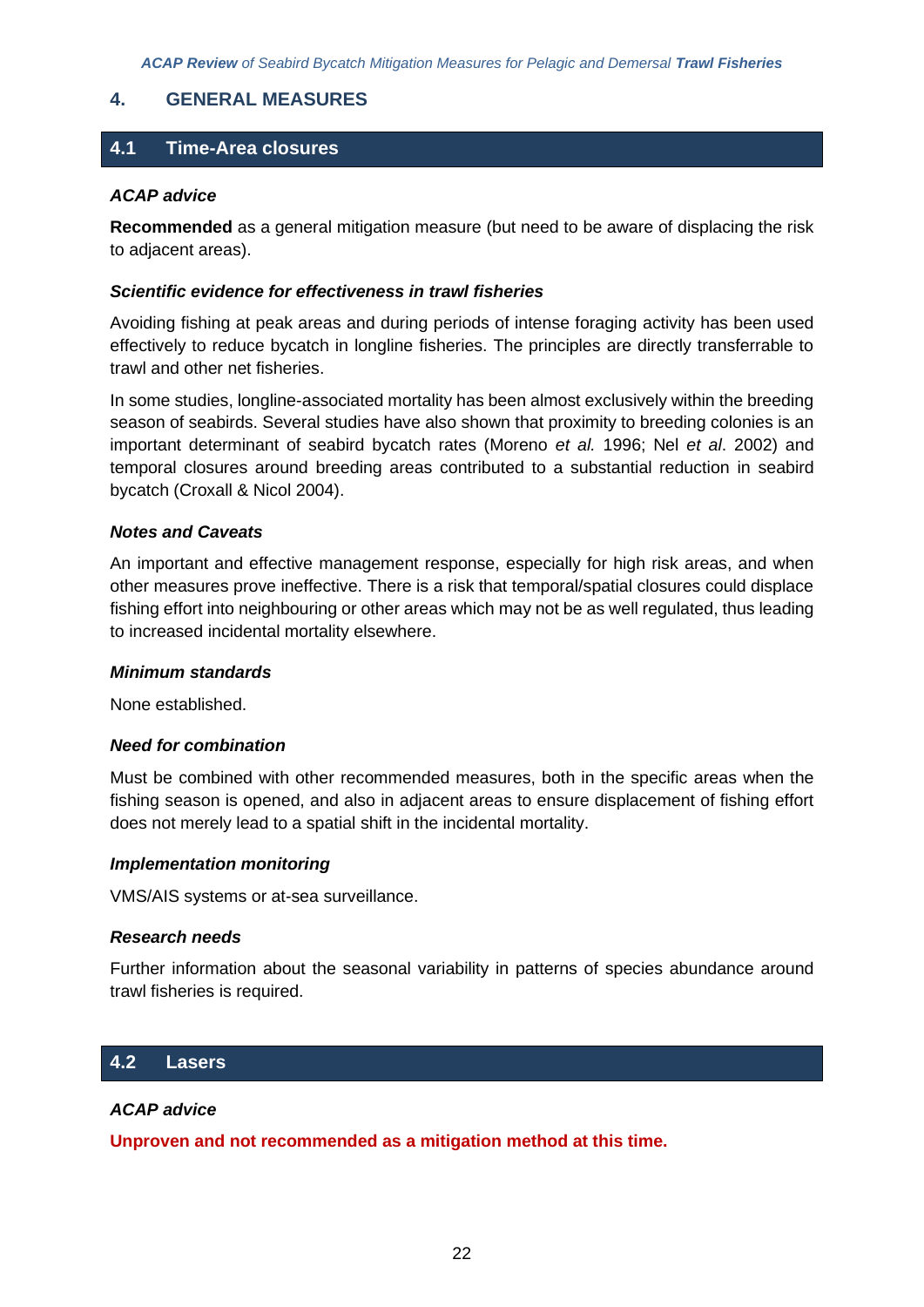## 4. GENERAL MEASURES

### 4.1 Time-Area closures

***ACAP advice***

**Recommended** as a general mitigation measure (but need to be aware of displacing the risk to adjacent areas).

***Scientific evidence for effectiveness in trawl fisheries***

Avoiding fishing at peak areas and during periods of intense foraging activity has been used effectively to reduce bycatch in longline fisheries. The principles are directly transferrable to trawl and other net fisheries.

In some studies, longline-associated mortality has been almost exclusively within the breeding season of seabirds. Several studies have also shown that proximity to breeding colonies is an important determinant of seabird bycatch rates (Moreno *et al.* 1996; Nel *et al*. 2002) and temporal closures around breeding areas contributed to a substantial reduction in seabird bycatch (Croxall & Nicol 2004).

***Notes and Caveats***

An important and effective management response, especially for high risk areas, and when other measures prove ineffective. There is a risk that temporal/spatial closures could displace fishing effort into neighbouring or other areas which may not be as well regulated, thus leading to increased incidental mortality elsewhere.

***Minimum standards***

None established.

***Need for combination***

Must be combined with other recommended measures, both in the specific areas when the fishing season is opened, and also in adjacent areas to ensure displacement of fishing effort does not merely lead to a spatial shift in the incidental mortality.

***Implementation monitoring***

VMS/AIS systems or at-sea surveillance.

***Research needs***

Further information about the seasonal variability in patterns of species abundance around trawl fisheries is required.

### 4.2 Lasers

***ACAP advice***

**Unproven and not recommended as a mitigation method at this time.**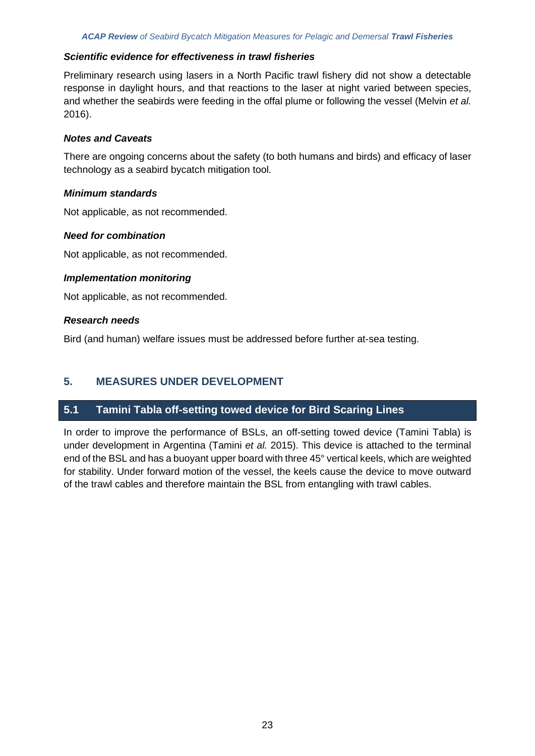#### *Scientific evidence for effectiveness in trawl fisheries*

Preliminary research using lasers in a North Pacific trawl fishery did not show a detectable response in daylight hours, and that reactions to the laser at night varied between species, and whether the seabirds were feeding in the offal plume or following the vessel (Melvin *et al.* 2016).

#### *Notes and Caveats*

There are ongoing concerns about the safety (to both humans and birds) and efficacy of laser technology as a seabird bycatch mitigation tool.

#### *Minimum standards*

Not applicable, as not recommended.

#### *Need for combination*

Not applicable, as not recommended.

#### *Implementation monitoring*

Not applicable, as not recommended.

#### *Research needs*

Bird (and human) welfare issues must be addressed before further at-sea testing.

## 5. MEASURES UNDER DEVELOPMENT

### 5.1 Tamini Tabla off-setting towed device for Bird Scaring Lines

In order to improve the performance of BSLs, an off-setting towed device (Tamini Tabla) is under development in Argentina (Tamini *et al.* 2015). This device is attached to the terminal end of the BSL and has a buoyant upper board with three 45° vertical keels, which are weighted for stability. Under forward motion of the vessel, the keels cause the device to move outward of the trawl cables and therefore maintain the BSL from entangling with trawl cables.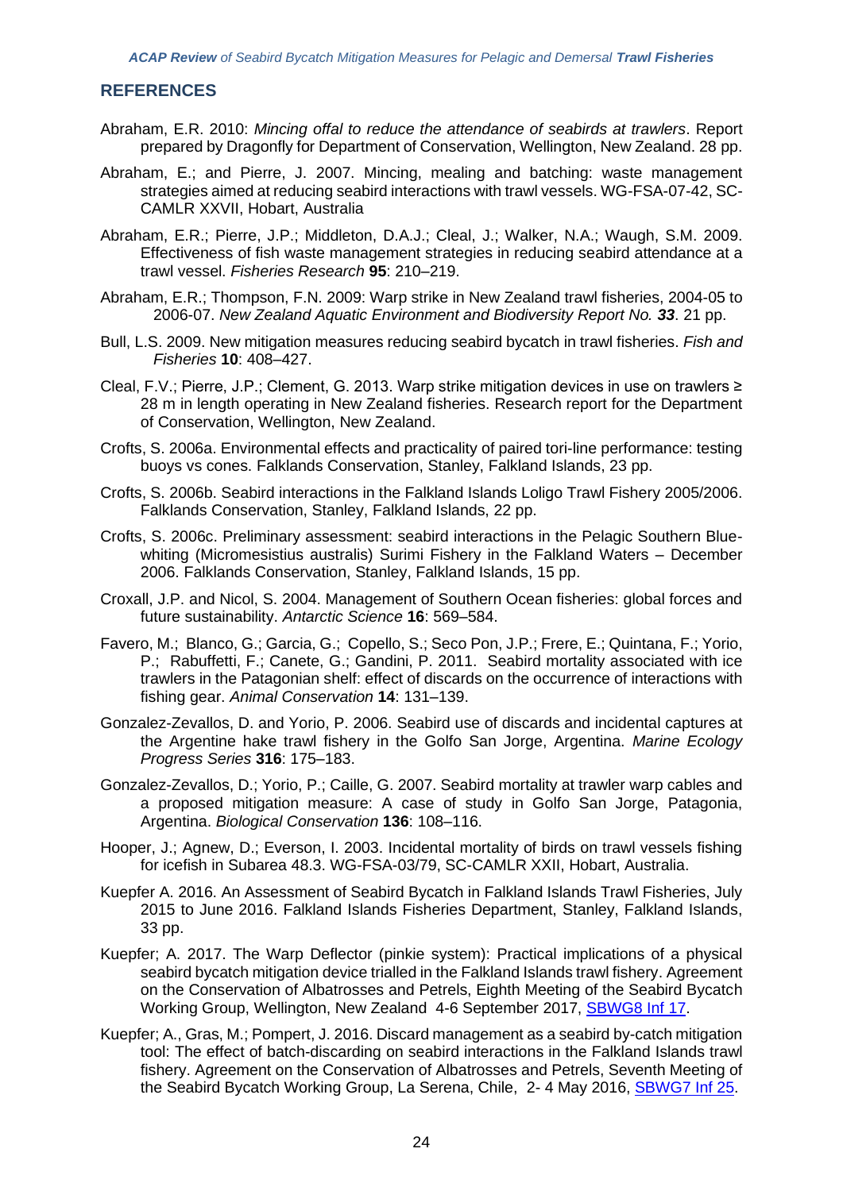## REFERENCES

Abraham, E.R. 2010: *Mincing offal to reduce the attendance of seabirds at trawlers*. Report prepared by Dragonfly for Department of Conservation, Wellington, New Zealand. 28 pp.

Abraham, E.; and Pierre, J. 2007. Mincing, mealing and batching: waste management strategies aimed at reducing seabird interactions with trawl vessels. WG-FSA-07-42, SC-CAMLR XXVII, Hobart, Australia

Abraham, E.R.; Pierre, J.P.; Middleton, D.A.J.; Cleal, J.; Walker, N.A.; Waugh, S.M. 2009. Effectiveness of fish waste management strategies in reducing seabird attendance at a trawl vessel. *Fisheries Research* **95**: 210–219.

Abraham, E.R.; Thompson, F.N. 2009: Warp strike in New Zealand trawl fisheries, 2004-05 to 2006-07. *New Zealand Aquatic Environment and Biodiversity Report No. 33*. 21 pp.

Bull, L.S. 2009. New mitigation measures reducing seabird bycatch in trawl fisheries. *Fish and Fisheries* **10**: 408–427.

Cleal, F.V.; Pierre, J.P.; Clement, G. 2013. Warp strike mitigation devices in use on trawlers ≥ 28 m in length operating in New Zealand fisheries. Research report for the Department of Conservation, Wellington, New Zealand.

Crofts, S. 2006a. Environmental effects and practicality of paired tori-line performance: testing buoys vs cones. Falklands Conservation, Stanley, Falkland Islands, 23 pp.

Crofts, S. 2006b. Seabird interactions in the Falkland Islands Loligo Trawl Fishery 2005/2006. Falklands Conservation, Stanley, Falkland Islands, 22 pp.

Crofts, S. 2006c. Preliminary assessment: seabird interactions in the Pelagic Southern Blue-whiting (Micromesistius australis) Surimi Fishery in the Falkland Waters – December 2006. Falklands Conservation, Stanley, Falkland Islands, 15 pp.

Croxall, J.P. and Nicol, S. 2004. Management of Southern Ocean fisheries: global forces and future sustainability. *Antarctic Science* **16**: 569–584.

Favero, M.; Blanco, G.; Garcia, G.; Copello, S.; Seco Pon, J.P.; Frere, E.; Quintana, F.; Yorio, P.; Rabuffetti, F.; Canete, G.; Gandini, P. 2011. Seabird mortality associated with ice trawlers in the Patagonian shelf: effect of discards on the occurrence of interactions with fishing gear. *Animal Conservation* **14**: 131–139.

Gonzalez-Zevallos, D. and Yorio, P. 2006. Seabird use of discards and incidental captures at the Argentine hake trawl fishery in the Golfo San Jorge, Argentina. *Marine Ecology Progress Series* **316**: 175–183.

Gonzalez-Zevallos, D.; Yorio, P.; Caille, G. 2007. Seabird mortality at trawler warp cables and a proposed mitigation measure: A case of study in Golfo San Jorge, Patagonia, Argentina. *Biological Conservation* **136**: 108–116.

Hooper, J.; Agnew, D.; Everson, I. 2003. Incidental mortality of birds on trawl vessels fishing for icefish in Subarea 48.3. WG-FSA-03/79, SC-CAMLR XXII, Hobart, Australia.

Kuepfer A. 2016. An Assessment of Seabird Bycatch in Falkland Islands Trawl Fisheries, July 2015 to June 2016. Falkland Islands Fisheries Department, Stanley, Falkland Islands, 33 pp.

Kuepfer; A. 2017. The Warp Deflector (pinkie system): Practical implications of a physical seabird bycatch mitigation device trialled in the Falkland Islands trawl fishery. Agreement on the Conservation of Albatrosses and Petrels, Eighth Meeting of the Seabird Bycatch Working Group, Wellington, New Zealand 4-6 September 2017, SBWG8 Inf 17.

Kuepfer; A., Gras, M.; Pompert, J. 2016. Discard management as a seabird by-catch mitigation tool: The effect of batch-discarding on seabird interactions in the Falkland Islands trawl fishery. Agreement on the Conservation of Albatrosses and Petrels, Seventh Meeting of the Seabird Bycatch Working Group, La Serena, Chile, 2- 4 May 2016, SBWG7 Inf 25.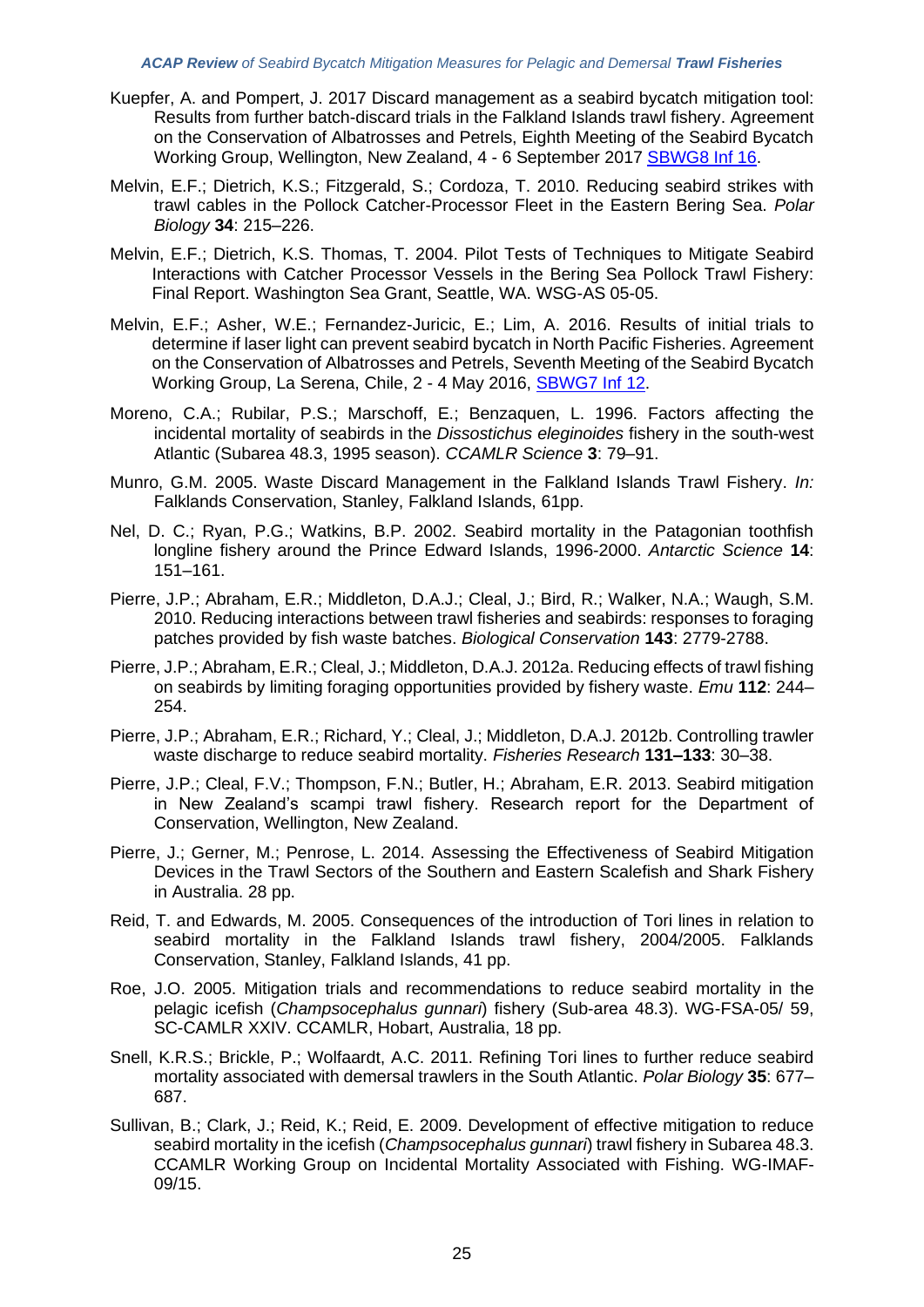Kuepfer, A. and Pompert, J. 2017 Discard management as a seabird bycatch mitigation tool: Results from further batch-discard trials in the Falkland Islands trawl fishery. Agreement on the Conservation of Albatrosses and Petrels, Eighth Meeting of the Seabird Bycatch Working Group, Wellington, New Zealand, 4 - 6 September 2017 SBWG8 Inf 16.

Melvin, E.F.; Dietrich, K.S.; Fitzgerald, S.; Cordoza, T. 2010. Reducing seabird strikes with trawl cables in the Pollock Catcher-Processor Fleet in the Eastern Bering Sea. *Polar Biology* **34**: 215–226.

Melvin, E.F.; Dietrich, K.S. Thomas, T. 2004. Pilot Tests of Techniques to Mitigate Seabird Interactions with Catcher Processor Vessels in the Bering Sea Pollock Trawl Fishery: Final Report. Washington Sea Grant, Seattle, WA. WSG-AS 05-05.

Melvin, E.F.; Asher, W.E.; Fernandez-Juricic, E.; Lim, A. 2016. Results of initial trials to determine if laser light can prevent seabird bycatch in North Pacific Fisheries. Agreement on the Conservation of Albatrosses and Petrels, Seventh Meeting of the Seabird Bycatch Working Group, La Serena, Chile, 2 - 4 May 2016, SBWG7 Inf 12.

Moreno, C.A.; Rubilar, P.S.; Marschoff, E.; Benzaquen, L. 1996. Factors affecting the incidental mortality of seabirds in the *Dissostichus eleginoides* fishery in the south-west Atlantic (Subarea 48.3, 1995 season). *CCAMLR Science* **3**: 79–91.

Munro, G.M. 2005. Waste Discard Management in the Falkland Islands Trawl Fishery. *In:* Falklands Conservation, Stanley, Falkland Islands, 61pp.

Nel, D. C.; Ryan, P.G.; Watkins, B.P. 2002. Seabird mortality in the Patagonian toothfish longline fishery around the Prince Edward Islands, 1996-2000. *Antarctic Science* **14**: 151–161.

Pierre, J.P.; Abraham, E.R.; Middleton, D.A.J.; Cleal, J.; Bird, R.; Walker, N.A.; Waugh, S.M. 2010. Reducing interactions between trawl fisheries and seabirds: responses to foraging patches provided by fish waste batches. *Biological Conservation* **143**: 2779-2788.

Pierre, J.P.; Abraham, E.R.; Cleal, J.; Middleton, D.A.J. 2012a. Reducing effects of trawl fishing on seabirds by limiting foraging opportunities provided by fishery waste. *Emu* **112**: 244–254.

Pierre, J.P.; Abraham, E.R.; Richard, Y.; Cleal, J.; Middleton, D.A.J. 2012b. Controlling trawler waste discharge to reduce seabird mortality. *Fisheries Research* **131–133**: 30–38.

Pierre, J.P.; Cleal, F.V.; Thompson, F.N.; Butler, H.; Abraham, E.R. 2013. Seabird mitigation in New Zealand's scampi trawl fishery. Research report for the Department of Conservation, Wellington, New Zealand.

Pierre, J.; Gerner, M.; Penrose, L. 2014. Assessing the Effectiveness of Seabird Mitigation Devices in the Trawl Sectors of the Southern and Eastern Scalefish and Shark Fishery in Australia. 28 pp.

Reid, T. and Edwards, M. 2005. Consequences of the introduction of Tori lines in relation to seabird mortality in the Falkland Islands trawl fishery, 2004/2005. Falklands Conservation, Stanley, Falkland Islands, 41 pp.

Roe, J.O. 2005. Mitigation trials and recommendations to reduce seabird mortality in the pelagic icefish (*Champsocephalus gunnari*) fishery (Sub-area 48.3). WG-FSA-05/ 59, SC-CAMLR XXIV. CCAMLR, Hobart, Australia, 18 pp.

Snell, K.R.S.; Brickle, P.; Wolfaardt, A.C. 2011. Refining Tori lines to further reduce seabird mortality associated with demersal trawlers in the South Atlantic. *Polar Biology* **35**: 677–687.

Sullivan, B.; Clark, J.; Reid, K.; Reid, E. 2009. Development of effective mitigation to reduce seabird mortality in the icefish (*Champsocephalus gunnari*) trawl fishery in Subarea 48.3. CCAMLR Working Group on Incidental Mortality Associated with Fishing. WG-IMAF-09/15.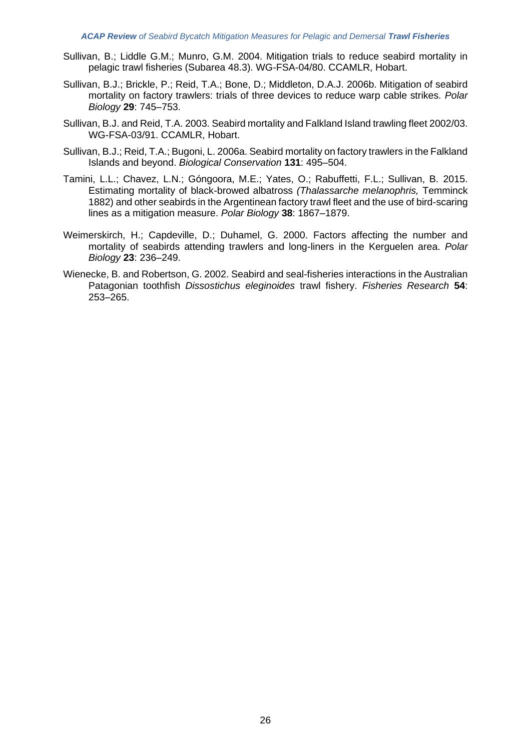Sullivan, B.; Liddle G.M.; Munro, G.M. 2004. Mitigation trials to reduce seabird mortality in pelagic trawl fisheries (Subarea 48.3). WG-FSA-04/80. CCAMLR, Hobart.

Sullivan, B.J.; Brickle, P.; Reid, T.A.; Bone, D.; Middleton, D.A.J. 2006b. Mitigation of seabird mortality on factory trawlers: trials of three devices to reduce warp cable strikes. *Polar Biology* **29**: 745–753.

Sullivan, B.J. and Reid, T.A. 2003. Seabird mortality and Falkland Island trawling fleet 2002/03. WG-FSA-03/91. CCAMLR, Hobart.

Sullivan, B.J.; Reid, T.A.; Bugoni, L. 2006a. Seabird mortality on factory trawlers in the Falkland Islands and beyond. *Biological Conservation* **131**: 495–504.

Tamini, L.L.; Chavez, L.N.; Góngoora, M.E.; Yates, O.; Rabuffetti, F.L.; Sullivan, B. 2015. Estimating mortality of black-browed albatross *(Thalassarche melanophris,* Temminck 1882) and other seabirds in the Argentinean factory trawl fleet and the use of bird-scaring lines as a mitigation measure. *Polar Biology* **38**: 1867–1879.

Weimerskirch, H.; Capdeville, D.; Duhamel, G. 2000. Factors affecting the number and mortality of seabirds attending trawlers and long-liners in the Kerguelen area. *Polar Biology* **23**: 236–249.

Wienecke, B. and Robertson, G. 2002. Seabird and seal-fisheries interactions in the Australian Patagonian toothfish *Dissostichus eleginoides* trawl fishery. *Fisheries Research* **54**: 253–265.